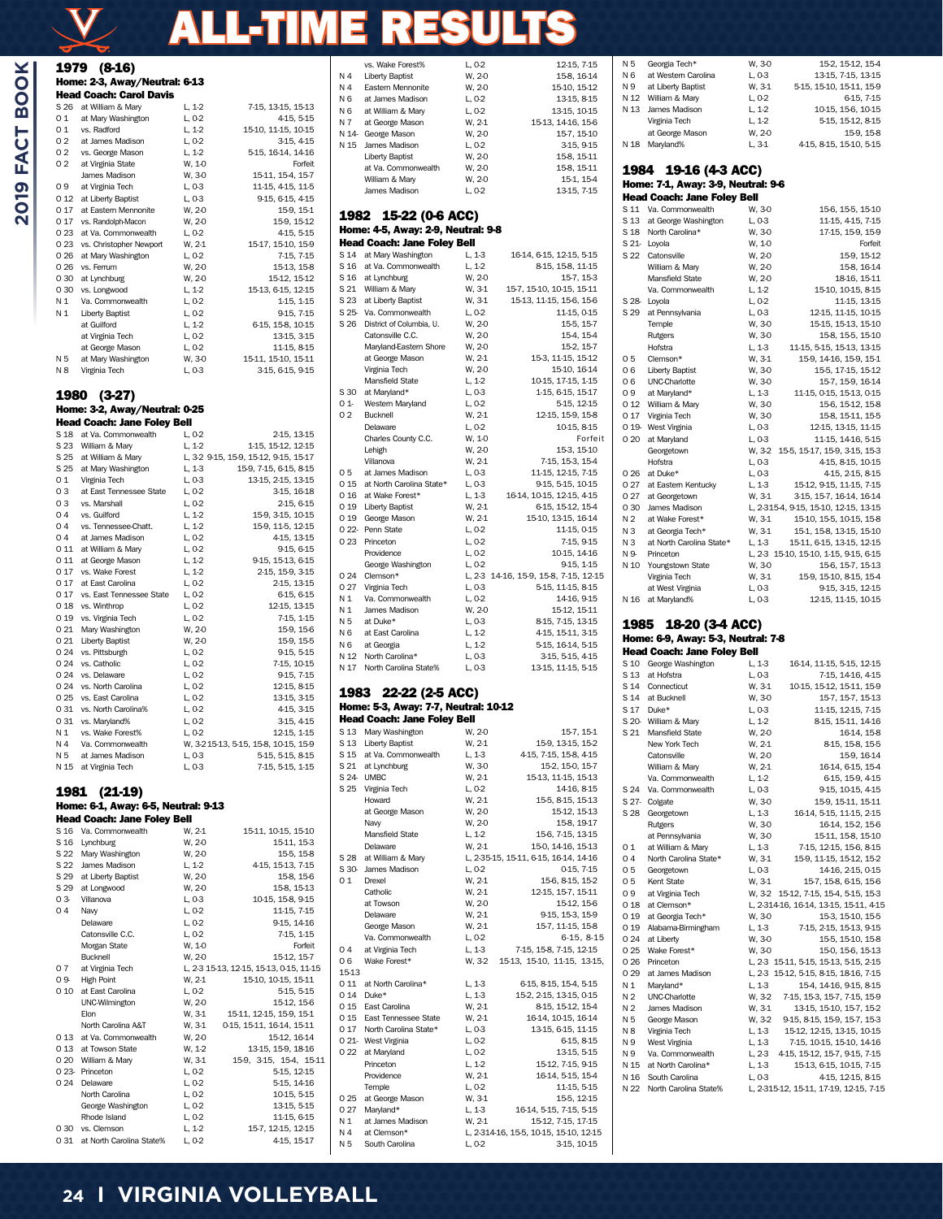# ALL-TIME RESULTS

## 1979 (8-16)

**Home: 2-3, Away/Neutral: 6-13**

**Head Coach: Carol Davis**

| Date | Opponent | Result | Scores |
|---|---|---|---|
| S 26 | at William & Mary | L, 1-2 | 7-15, 13-15, 15-13 |
| O 1 | at Mary Washington | L, 0-2 | 4-15, 5-15 |
| O 1 | vs. Radford | L, 1-2 | 15-10, 11-15, 10-15 |
| O 2 | at James Madison | L, 0-2 | 3-15, 4-15 |
| O 2 | vs. George Mason | L, 1-2 | 5-15, 16-14, 14-16 |
| O 2 | at Virginia State | W, 1-0 | Forfeit |
| | James Madison | W, 3-0 | 15-11, 15-4, 15-7 |
| O 9 | at Virginia Tech | L, 0-3 | 11-15, 4-15, 11-5 |
| O 12 | at Liberty Baptist | L, 0-3 | 9-15, 6-15, 4-15 |
| O 17 | at Eastern Mennonite | W, 2-0 | 15-9, 15-1 |
| O 17 | vs. Randolph-Macon | W, 2-0 | 15-9, 15-12 |
| O 23 | at Va. Commonwealth | L, 0-2 | 4-15, 5-15 |
| O 23 | vs. Christopher Newport | W, 2-1 | 15-17, 15-10, 15-9 |
| O 26 | at Mary Washington | L, 0-2 | 7-15, 7-15 |
| O 26 | vs. Ferrum | W, 2-0 | 15-13, 15-8 |
| O 30 | at Lynchburg | W, 2-0 | 15-12, 15-12 |
| O 30 | vs. Longwood | L, 1-2 | 15-13, 6-15, 12-15 |
| N 1 | Va. Commonwealth | L, 0-2 | 1-15, 1-15 |
| N 1 | Liberty Baptist | L, 0-2 | 9-15, 7-15 |
| | at Guilford | L, 1-2 | 6-15, 15-8, 10-15 |
| | at Virginia Tech | L, 0-2 | 13-15, 3-15 |
| | at George Mason | L, 0-2 | 11-15, 8-15 |
| N 5 | at Mary Washington | W, 3-0 | 15-11, 15-10, 15-11 |
| N 8 | Virginia Tech | L, 0-3 | 3-15, 6-15, 9-15 |

## 1980 (3-27)

**Home: 3-2, Away/Neutral: 0-25**

**Head Coach: Jane Foley Bell**

| Date | Opponent | Result | Scores |
|---|---|---|---|
| S 18 | at Va. Commonwealth | L, 0-2 | 2-15, 13-15 |
| S 23 | William & Mary | L, 1-2 | 1-15, 15-12, 12-15 |
| S 25 | at William & Mary | L, 3-2 | 9-15, 15-9, 15-12, 9-15, 15-17 |
| S 25 | at Mary Washington | L, 1-3 | 15-9, 7-15, 6-15, 8-15 |
| O 1 | Virginia Tech | L, 0-3 | 13-15, 2-15, 13-15 |
| O 3 | at East Tennessee State | L, 0-2 | 3-15, 16-18 |
| O 3 | vs. Marshall | L, 0-2 | 2-15, 6-15 |
| O 4 | vs. Guilford | L, 1-2 | 15-9, 3-15, 10-15 |
| O 4 | vs. Tennessee-Chatt. | L, 1-2 | 15-9, 11-5, 12-15 |
| O 4 | at James Madison | L, 0-2 | 4-15, 13-15 |
| O 11 | at William & Mary | L, 0-2 | 9-15, 6-15 |
| O 11 | at George Mason | L, 1-2 | 9-15, 15-13, 6-15 |
| O 17 | vs. Wake Forest | L, 1-2 | 2-15, 15-9, 3-15 |
| O 17 | at East Carolina | L, 0-2 | 2-15, 13-15 |
| O 17 | vs. East Tennessee State | L, 0-2 | 6-15, 6-15 |
| O 18 | vs. Winthrop | L, 0-2 | 12-15, 13-15 |
| O 19 | vs. Virginia Tech | L, 0-2 | 7-15, 1-15 |
| O 21 | Mary Washington | W, 2-0 | 15-9, 15-6 |
| O 21 | Liberty Baptist | W, 2-0 | 15-9, 15-5 |
| O 24 | vs. Pittsburgh | L, 0-2 | 9-15, 5-15 |
| O 24 | vs. Catholic | L, 0-2 | 7-15, 10-15 |
| O 24 | vs. Delaware | L, 0-2 | 9-15, 7-15 |
| O 24 | vs. North Carolina | L, 0-2 | 12-15, 8-15 |
| O 25 | vs. East Carolina | L, 0-2 | 13-15, 3-15 |
| O 31 | vs. North Carolina% | L, 0-2 | 4-15, 3-15 |
| O 31 | vs. Maryland% | L, 0-2 | 3-15, 4-15 |
| N 1 | vs. Wake Forest% | L, 0-2 | 12-15, 1-15 |
| N 4 | Va. Commonwealth | W, 3-2 | 15-13, 5-15, 15-8, 10-15, 15-9 |
| N 5 | at James Madison | L, 0-3 | 5-15, 5-15, 8-15 |
| N 15 | at Virginia Tech | L, 0-3 | 7-15, 5-15, 1-15 |

## 1981 (21-19)

**Home: 6-1, Away: 6-5, Neutral: 9-13**

**Head Coach: Jane Foley Bell**

| Date | Opponent | Result | Scores |
|---|---|---|---|
| S 16 | Va. Commonwealth | W, 2-1 | 15-11, 10-15, 15-10 |
| S 16 | Lynchburg | W, 2-0 | 15-11, 15-3 |
| S 22 | Mary Washington | W, 2-0 | 15-5, 15-8 |
| S 22 | James Madison | L, 1-2 | 4-15, 15-13, 7-15 |
| S 29 | at Liberty Baptist | W, 2-0 | 15-8, 15-6 |
| S 29 | at Longwood | W, 2-0 | 15-8, 15-13 |
| O 3- | Villanova | L, 0-3 | 10-15, 15-8, 9-15 |
| O 4 | Navy | L, 0-2 | 11-15, 7-15 |
| | Delaware | L, 0-2 | 9-15, 14-16 |
| | Catonsville C.C. | L, 0-2 | 7-15, 1-15 |
| | Morgan State | W, 1-0 | Forfeit |
| | Bucknell | W, 2-0 | 15-12, 15-7 |
| O 7 | at Virginia Tech | L, 2-3 | 15-13, 12-15, 15-13, 0-15, 11-15 |
| O 9- | High Point | W, 2-1 | 15-10, 10-15, 15-11 |
| O 10 | at East Carolina | L, 0-2 | 5-15, 5-15 |
| | UNC-Wilmington | W, 2-0 | 15-12, 15-6 |
| | Elon | W, 3-1 | 15-11, 12-15, 15-9, 15-1 |
| | North Carolina A&T | W, 3-1 | 0-15, 15-11, 16-14, 15-11 |
| O 13 | at Va. Commonwealth | W, 2-0 | 15-12, 16-14 |
| O 13 | at Towson State | W, 1-2 | 13-15, 15-9, 18-16 |
| O 20 | William & Mary | W, 3-1 | 15-9, 3-15, 15-4, 15-11 |
| O 23- | Princeton | L, 0-2 | 5-15, 12-15 |
| O 24 | Delaware | L, 0-2 | 5-15, 14-16 |
| | North Carolina | L, 0-2 | 10-15, 5-15 |
| | George Washington | L, 0-2 | 13-15, 5-15 |
| | Rhode Island | L, 0-2 | 11-15, 6-15 |
| O 30 | vs. Clemson | L, 1-2 | 15-7, 12-15, 12-15 |
| O 31 | at North Carolina State% | L, 0-2 | 4-15, 15-17 |
| | vs. Wake Forest% | L, 0-2 | 12-15, 7-15 |
| N 4 | Liberty Baptist | W, 2-0 | 15-8, 16-14 |
| N 4 | Eastern Mennonite | W, 2-0 | 15-10, 15-12 |
| N 6 | at James Madison | L, 0-2 | 13-15, 8-15 |
| N 6 | at William & Mary | L, 0-2 | 13-15, 10-15 |
| N 7 | at George Mason | W, 2-1 | 15-13, 14-16, 15-6 |
| N 14- | George Mason | W, 2-0 | 15-7, 15-10 |
| N 15 | James Madison | L, 0-2 | 3-15, 9-15 |
| | Liberty Baptist | W, 2-0 | 15-8, 15-11 |
| | at Va. Commonwealth | W, 2-0 | 15-8, 15-11 |
| | William & Mary | W, 2-0 | 15-1, 15-4 |
| | James Madison | L, 0-2 | 13-15, 7-15 |

## 1982 15-22 (0-6 ACC)

**Home: 4-5, Away: 2-9, Neutral: 9-8**

**Head Coach: Jane Foley Bell**

| Date | Opponent | Result | Scores |
|---|---|---|---|
| S 14 | at Mary Washington | L, 1-3 | 16-14, 6-15, 12-15, 5-15 |
| S 16 | at Va. Commonwealth | L, 1-2 | 8-15, 15-8, 11-15 |
| S 16 | at Lynchburg | W, 2-0 | 15-7, 15-3 |
| S 21 | William & Mary | W, 3-1 | 15-7, 15-10, 10-15, 15-11 |
| S 23 | at Liberty Baptist | W, 3-1 | 15-13, 11-15, 15-6, 15-6 |
| S 25- | Va. Commonwealth | L, 0-2 | 11-15, 0-15 |
| S 26 | District of Columbia, U. | W, 2-0 | 15-5, 15-7 |
| | Catonsville C.C. | W, 2-0 | 15-4, 15-4 |
| | Maryland-Eastern Shore | W, 2-0 | 15-2, 15-7 |
| | at George Mason | W, 2-1 | 15-3, 11-15, 15-12 |
| | Virginia Tech | W, 2-0 | 15-10, 16-14 |
| | Mansfield State | L, 1-2 | 10-15, 17-15, 1-15 |
| S 30 | at Maryland* | L, 0-3 | 1-15, 6-15, 15-17 |
| O 1- | Western Maryland | L, 0-2 | 5-15, 12-15 |
| O 2 | Bucknell | W, 2-1 | 12-15, 15-9, 15-8 |
| | Delaware | L, 0-2 | 10-15, 8-15 |
| | Charles County C.C. | W, 1-0 | Forfeit |
| | Lehigh | W, 2-0 | 15-3, 15-10 |
| | Villanova | W, 2-1 | 7-15, 15-3, 15-4 |
| O 5 | at James Madison | L, 0-3 | 11-15, 12-15, 7-15 |
| O 15 | at North Carolina State* | L, 0-3 | 9-15, 5-15, 10-15 |
| O 16 | at Wake Forest* | L, 1-3 | 16-14, 10-15, 12-15, 4-15 |
| O 19 | Liberty Baptist | W, 2-1 | 6-15, 15-12, 15-4 |
| O 19 | George Mason | W, 2-1 | 15-10, 13-15, 16-14 |
| O 22- | Penn State | L, 0-2 | 11-15, 0-15 |
| O 23 | Princeton | L, 0-2 | 7-15, 9-15 |
| | Providence | L, 0-2 | 10-15, 14-16 |
| | George Washington | L, 0-2 | 9-15, 1-15 |
| O 24 | Clemson* | L, 2-3 | 14-16, 15-9, 15-8, 7-15, 12-15 |
| O 27 | Virginia Tech | L, 0-3 | 5-15, 11-15, 8-15 |
| N 1 | Va. Commonwealth | L, 0-2 | 14-16, 9-15 |
| N 1 | James Madison | W, 2-0 | 15-12, 15-11 |
| N 5 | at Duke* | L, 0-3 | 8-15, 7-15, 13-15 |
| N 6 | at East Carolina | L, 1-2 | 4-15, 15-11, 3-15 |
| N 6 | at Georgia | L, 1-2 | 5-15, 16-14, 5-15 |
| N 12 | North Carolina* | L, 0-3 | 3-15, 5-15, 4-15 |
| N 17 | North Carolina State% | L, 0-3 | 13-15, 11-15, 5-15 |

## 1983 22-22 (2-5 ACC)

**Home: 5-3, Away: 7-7, Neutral: 10-12**

**Head Coach: Jane Foley Bell**

| Date | Opponent | Result | Scores |
|---|---|---|---|
| S 13 | Mary Washington | W, 2-0 | 15-7, 15-1 |
| S 13 | Liberty Baptist | W, 2-1 | 15-9, 13-15, 15-2 |
| S 15 | at Va. Commonwealth | L, 1-3 | 4-15, 7-15, 15-8, 4-15 |
| S 21 | at Lynchburg | W, 3-0 | 15-2, 15-0, 15-7 |
| S 24- | UMBC | W, 2-1 | 15-13, 11-15, 15-13 |
| S 25 | Virginia Tech | L, 0-2 | 14-16, 8-15 |
| | Howard | W, 2-1 | 15-5, 8-15, 15-13 |
| | at George Mason | W, 2-0 | 15-12, 15-13 |
| | Navy | W, 2-0 | 15-8, 19-17 |
| | Mansfield State | L, 1-2 | 15-6, 7-15, 13-15 |
| | Delaware | W, 2-1 | 15-0, 14-16, 15-13 |
| S 28 | at William & Mary | L, 2-3 | 5-15, 15-11, 6-15, 16-14, 14-16 |
| S 30- | James Madison | L, 0-2 | 0-15, 7-15 |
| O 1 | Drexel | W, 2-1 | 15-6, 8-15, 15-2 |
| | Catholic | W, 2-1 | 12-15, 15-7, 15-11 |
| | at Towson | W, 2-0 | 15-12, 15-6 |
| | Delaware | W, 2-1 | 9-15, 15-3, 15-9 |
| | George Mason | W, 2-1 | 15-7, 11-15, 15-8 |
| | Va. Commonwealth | L, 0-2 | 6-15, 8-15 |
| O 4 | at Virginia Tech | L, 1-3 | 7-15, 15-8, 7-15, 12-15 |
| O 6 | Wake Forest* | W, 3-2 | 15-13, 15-10, 11-15, 13-15, 15-13 |
| O 11 | at North Carolina* | L, 1-3 | 6-15, 8-15, 15-4, 5-15 |
| O 14 | Duke* | L, 1-3 | 15-2, 2-15, 13-15, 0-15 |
| O 15 | East Carolina | W, 2-1 | 8-15, 15-12, 15-4 |
| O 15 | East Tennessee State | W, 2-1 | 16-14, 10-15, 16-14 |
| O 17 | North Carolina State* | L, 0-3 | 13-15, 6-15, 11-15 |
| O 21- | West Virginia | L, 0-2 | 6-15, 8-15 |
| O 22 | at Maryland | L, 0-2 | 13-15, 5-15 |
| | Princeton | L, 1-2 | 15-12, 7-15, 9-15 |
| | Providence | W, 2-1 | 16-14, 5-15, 15-4 |
| | Temple | L, 0-2 | 11-15, 5-15 |
| O 25 | at George Mason | W, 3-1 | 15-5, 12-15 |
| O 27 | Maryland* | L, 1-3 | 16-14, 5-15, 7-15, 5-15 |
| N 1 | at James Madison | W, 2-1 | 15-12, 7-15, 17-15 |
| N 4 | at Clemson* | L, 2-3 | 14-16, 15-5, 10-15, 15-10, 12-15 |
| N 5 | South Carolina | L, 0-2 | 3-15, 10-15 |
| N 5 | Georgia Tech* | W, 3-0 | 15-2, 15-12, 15-4 |
| N 6 | at Western Carolina | L, 0-3 | 13-15, 7-15, 13-15 |
| N 9 | at Liberty Baptist | W, 3-1 | 5-15, 15-10, 15-11, 15-9 |
| N 12 | William & Mary | L, 0-2 | 6-15, 7-15 |
| N 13 | James Madison | L, 1-2 | 10-15, 15-6, 10-15 |
| | Virginia Tech | L, 1-2 | 5-15, 15-12, 8-15 |
| | at George Mason | W, 2-0 | 15-9, 15-8 |
| N 18 | Maryland% | L, 3-1 | 4-15, 8-15, 15-10, 5-15 |

## 1984 19-16 (4-3 ACC)

**Home: 7-1, Away: 3-9, Neutral: 9-6**

**Head Coach: Jane Foley Bell**

| Date | Opponent | Result | Scores |
|---|---|---|---|
| S 11 | Va. Commonwealth | W, 3-0 | 15-6, 15-5, 15-10 |
| S 13 | at George Washington | L, 0-3 | 11-15, 4-15, 7-15 |
| S 18 | North Carolina* | W, 3-0 | 17-15, 15-9, 15-9 |
| S 21- | Loyola | W, 1-0 | Forfeit |
| S 22 | Catonsville | W, 2-0 | 15-9, 15-12 |
| | William & Mary | W, 2-0 | 15-8, 16-14 |
| | Mansfield State | W, 2-0 | 18-16, 15-11 |
| | Va. Commonwealth | L, 1-2 | 15-10, 10-15, 8-15 |
| S 28- | Loyola | L, 0-2 | 11-15, 13-15 |
| S 29 | at Pennsylvania | L, 0-3 | 12-15, 11-15, 10-15 |
| | Temple | W, 3-0 | 15-15, 15-13, 15-10 |
| | Rutgers | W, 3-0 | 15-8, 15-5, 15-10 |
| | Hofstra | L, 1-3 | 11-15, 5-15, 15-13, 13-15 |
| O 5 | Clemson* | W, 3-1 | 15-9, 14-16, 15-9, 15-1 |
| O 6 | Liberty Baptist | W, 3-0 | 15-5, 17-15, 15-12 |
| O 6 | UNC-Charlotte | W, 3-0 | 15-7, 15-9, 16-14 |
| O 9 | at Maryland* | L, 1-3 | 11-15, 0-15, 15-13, 0-15 |
| O 12 | William & Mary | W, 3-0 | 15-6, 15-12, 15-8 |
| O 17 | Virginia Tech | W, 3-0 | 15-8, 15-11, 15-5 |
| O 19- | West Virginia | L, 0-3 | 12-15, 13-15, 11-15 |
| O 20 | at Maryland | L, 0-3 | 11-15, 14-16, 5-15 |
| | Georgetown | W, 3-2 | 15-5, 15-17, 15-9, 3-15, 15-3 |
| | Hofstra | L, 0-3 | 4-15, 8-15, 10-15 |
| O 26 | at Duke* | L, 0-3 | 4-15, 2-15, 8-15 |
| O 27 | at Eastern Kentucky | L, 1-3 | 15-12, 9-15, 11-15, 7-15 |
| O 27 | at Georgetown | W, 3-1 | 3-15, 15-7, 16-14, 16-14 |
| O 30 | James Madison | L, 2-3 | 15-4, 9-15, 15-10, 12-15, 13-15 |
| N 2 | at Wake Forest* | W, 3-1 | 15-10, 15-5, 10-15, 15-8 |
| N 3 | at Georgia Tech* | W, 3-1 | 15-1, 15-8, 13-15, 15-10 |
| N 3 | at North Carolina State* | L, 1-3 | 15-11, 6-15, 13-15, 12-15 |
| N 9- | Princeton | L, 2-3 | 15-10, 15-10, 1-15, 9-15, 6-15 |
| N 10 | Youngstown State | W, 3-0 | 15-6, 15-7, 15-13 |
| | Virginia Tech | W, 3-1 | 15-9, 15-10, 8-15, 15-4 |
| | at West Virginia | L, 0-3 | 9-15, 3-15, 12-15 |
| N 16 | at Maryland% | L, 0-3 | 12-15, 11-15, 10-15 |

## 1985 18-20 (3-4 ACC)

**Home: 6-9, Away: 5-3, Neutral: 7-8**

**Head Coach: Jane Foley Bell**

| Date | Opponent | Result | Scores |
|---|---|---|---|
| S 10 | George Washington | L, 1-3 | 16-14, 11-15, 5-15, 12-15 |
| S 13 | at Hofstra | L, 0-3 | 7-15, 14-16, 4-15 |
| S 14 | Connecticut | W, 3-1 | 10-15, 15-12, 15-11, 15-9 |
| S 14 | at Bucknell | W, 3-0 | 15-7, 15-7, 15-13 |
| S 17 | Duke* | L, 0-3 | 11-15, 12-15, 7-15 |
| S 20- | William & Mary | L, 1-2 | 8-15, 15-11, 14-16 |
| S 21 | Mansfield State | W, 2-0 | 16-14, 15-8 |
| | New York Tech | W, 2-1 | 8-15, 15-8, 15-5 |
| | Catonsville | W, 2-0 | 15-9, 16-14 |
| | William & Mary | W, 2-1 | 16-14, 6-15, 15-4 |
| | Va. Commonwealth | L, 1-2 | 6-15, 15-9, 4-15 |
| S 24 | Va. Commonwealth | L, 0-3 | 9-15, 10-15, 4-15 |
| S 27- | Colgate | W, 3-0 | 15-9, 15-11, 15-11 |
| S 28 | Georgetown | L, 1-3 | 16-14, 5-15, 11-15, 2-15 |
| | Rutgers | W, 3-0 | 16-14, 15-2, 15-6 |
| | at Pennsylvania | W, 3-0 | 15-11, 15-8, 15-10 |
| O 1 | at William & Mary | L, 1-3 | 7-15, 12-15, 15-6, 8-15 |
| O 4 | North Carolina State* | W, 3-1 | 15-9, 11-15, 15-12, 15-2 |
| O 5 | Georgetown | L, 0-3 | 14-16, 2-15, 0-15 |
| O 5 | Kent State | W, 3-1 | 15-7, 15-8, 6-15, 15-6 |
| O 9 | at Virginia Tech | W, 3-2 | 15-12, 7-15, 15-4, 5-15, 15-3 |
| O 18 | at Clemson* | L, 2-3 | 14-16, 16-14, 13-15, 15-11, 4-15 |
| O 19 | at Georgia Tech* | W, 3-0 | 15-3, 15-10, 15-5 |
| O 19 | Alabama-Birmingham | L, 1-3 | 7-15, 2-15, 15-13, 9-15 |
| O 24 | at Liberty | W, 3-0 | 15-5, 15-10, 15-8 |
| O 25 | Wake Forest* | W, 3-0 | 15-0, 15-6, 15-13 |
| O 26 | Princeton | L, 2-3 | 15-11, 5-15, 15-13, 5-15, 2-15 |
| O 29 | at James Madison | L, 2-3 | 15-12, 5-15, 8-15, 18-16, 7-15 |
| N 1 | Maryland* | L, 1-3 | 15-4, 14-16, 9-15, 8-15 |
| N 2 | UNC-Charlotte | W, 3-2 | 7-15, 15-3, 15-7, 7-15, 15-9 |
| N 2 | James Madison | W, 3-1 | 13-15, 15-10, 15-7, 15-2 |
| N 5 | George Mason | W, 3-2 | 9-15, 8-15, 15-9, 15-7, 15-3 |
| N 8 | Virginia Tech | L, 1-3 | 15-12, 12-15, 13-15, 10-15 |
| N 9 | West Virginia | L, 1-3 | 7-15, 10-15, 15-10, 14-16 |
| N 9 | Va. Commonwealth | L, 2-3 | 4-15, 15-12, 15-7, 9-15, 7-15 |
| N 15 | at North Carolina* | L, 1-3 | 15-13, 6-15, 10-15, 7-15 |
| N 16 | South Carolina | L, 0-3 | 4-15, 12-15, 8-15 |
| N 22 | North Carolina State% | L, 2-3 | 15-12, 15-11, 17-19, 12-15, 7-15 |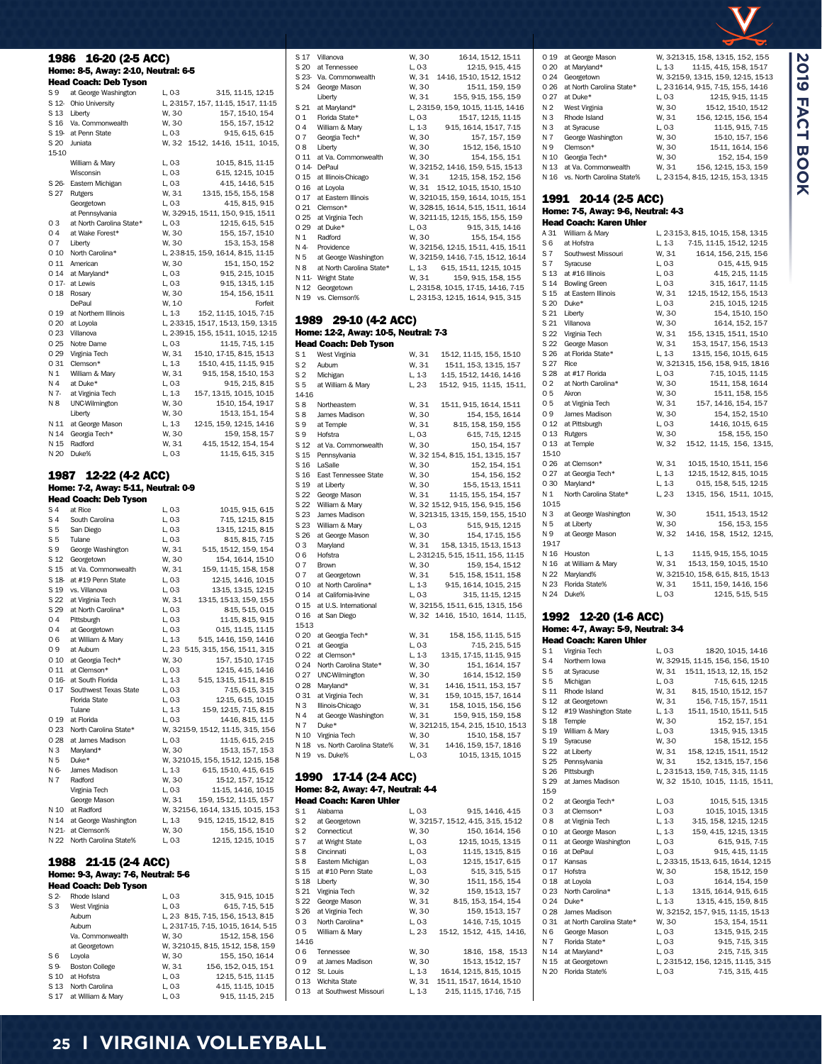## 1986 16-20 (2-5 ACC)

**Home: 8-5, Away: 2-10, Neutral: 6-5**

**Head Coach: Deb Tyson**

| Date | Opponent | Result | Scores |
|---|---|---|---|
| S 9 | at George Washington | L, 0-3 | 3-15, 11-15, 12-15 |
| S 12- | Ohio University | L, 2-3 | 15-7, 15-7, 11-15, 15-17, 11-15 |
| S 13 | Liberty | W, 3-0 | 15-7, 15-10, 15-4 |
| S 16 | Va. Commonwealth | W, 3-0 | 15-5, 15-7, 15-12 |
| S 19- | at Penn State | L, 0-3 | 9-15, 6-15, 6-15 |
| S 20 | Indiana | W, 3-2 | 15-12, 14-16, 15-11, 10-15, 15-10 |
| | William & Mary | L, 0-3 | 10-15, 8-15, 11-15 |
| | Wisconsin | L, 0-3 | 6-15, 12-15, 10-15 |
| S 26- | Eastern Michigan | L, 0-3 | 4-15, 14-16, 5-15 |
| S 27 | Rutgers | W, 3-1 | 13-15, 15-5, 15-5, 15-8 |
| | Georgetown | L, 0-3 | 4-15, 8-15, 9-15 |
| | at Pennsylvania | W, 3-2 | 9-15, 15-11, 15-0, 9-15, 15-11 |
| O 3 | at North Carolina State* | L, 0-3 | 12-15, 6-15, 5-15 |
| O 4 | at Wake Forest* | W, 3-0 | 15-5, 15-7, 15-10 |
| O 7 | Liberty | W, 3-0 | 15-3, 15-3, 15-8 |
| O 10 | North Carolina* | L, 2-3 | 8-15, 15-9, 16-14, 8-15, 11-15 |
| O 11 | American | W, 3-0 | 15-1, 15-0, 15-2 |
| O 14 | at Maryland* | L, 0-3 | 9-15, 2-15, 10-15 |
| O 17- | at Lewis | L, 0-3 | 9-15, 13-15, 1-15 |
| O 18 | Rosary | W, 3-0 | 15-4, 15-6, 15-11 |
| | DePaul | W, 1-0 | Forfeit |
| O 19 | at Northern Illinois | L, 1-3 | 15-2, 11-15, 10-15, 7-15 |
| O 20 | at Loyola | L, 2-3 | 3-15, 15-17, 15-13, 15-9, 13-15 |
| O 23 | Villanova | L, 2-3 | 9-15, 15-5, 15-11, 10-15, 12-15 |
| O 25 | Notre Dame | L, 0-3 | 11-15, 7-15, 1-15 |
| O 29 | Virginia Tech | W, 3-1 | 15-10, 17-15, 8-15, 15-13 |
| O 31 | Clemson* | L, 1-3 | 15-10, 4-15, 11-15, 9-15 |
| N 1 | William & Mary | W, 3-1 | 9-15, 15-8, 15-10, 15-3 |
| N 4 | at Duke* | L, 0-3 | 9-15, 2-15, 8-15 |
| N 7- | at Virginia Tech | L, 1-3 | 15-7, 13-15, 10-15, 10-15 |
| N 8 | UNC-Wilmington | W, 3-0 | 15-10, 15-4, 19-17 |
| | Liberty | W, 3-0 | 15-13, 15-1, 15-4 |
| N 11 | at George Mason | L, 1-3 | 12-15, 15-9, 12-15, 14-16 |
| N 14 | Georgia Tech* | W, 3-0 | 15-9, 15-8, 15-7 |
| N 15 | Radford | W, 3-1 | 4-15, 15-12, 15-4, 15-4 |
| N 20 | Duke% | L, 0-3 | 11-15, 6-15, 3-15 |

## 1987 12-22 (4-2 ACC)

**Home: 7-2, Away: 5-11, Neutral: 0-9**

**Head Coach: Deb Tyson**

| Date | Opponent | Result | Scores |
|---|---|---|---|
| S 4 | at Rice | L, 0-3 | 10-15, 9-15, 6-15 |
| S 4 | South Carolina | L, 0-3 | 7-15, 12-15, 8-15 |
| S 5 | San Diego | L, 0-3 | 13-15, 12-15, 8-15 |
| S 5 | Tulane | L, 0-3 | 8-15, 8-15, 7-15 |
| S 9 | George Washington | W, 3-1 | 5-15, 15-12, 15-9, 15-4 |
| S 12 | Georgetown | W, 3-0 | 15-4, 16-14, 15-10 |
| S 15 | at Va. Commonwealth | W, 3-1 | 15-9, 11-15, 15-8, 15-8 |
| S 18- | at #19 Penn State | L, 0-3 | 12-15, 14-16, 10-15 |
| S 19 | vs. Villanova | L, 0-3 | 13-15, 13-15, 12-15 |
| S 22 | at Virginia Tech | W, 3-1 | 13-15, 15-13, 15-9, 15-5 |
| S 29 | at North Carolina* | L, 0-3 | 8-15, 5-15, 0-15 |
| O 4 | Pittsburgh | L, 0-3 | 11-15, 8-15, 9-15 |
| O 4 | at Georgetown | L, 0-3 | 0-15, 11-15, 11-15 |
| O 6 | at William & Mary | L, 1-3 | 5-15, 14-16, 15-9, 14-16 |
| O 9 | at Auburn | L, 2-3 | 5-15, 3-15, 15-6, 15-11, 3-15 |
| O 10 | at Georgia Tech* | W, 3-0 | 15-7, 15-10, 17-15 |
| O 11 | at Clemson* | L, 0-3 | 12-15, 4-15, 14-16 |
| O 16- | at South Florida | L, 1-3 | 5-15, 13-15, 15-11, 8-15 |
| O 17 | Southwest Texas State | L, 0-3 | 7-15, 6-15, 3-15 |
| | Florida State | L, 0-3 | 12-15, 6-15, 10-15 |
| | Tulane | L, 1-3 | 15-9, 12-15, 7-15, 8-15 |
| O 19 | at Florida | L, 0-3 | 14-16, 8-15, 11-15 |
| O 23 | North Carolina State* | W, 3-2 | 15-9, 15-12, 11-15, 3-15, 15-6 |
| O 28 | at James Madison | L, 0-3 | 11-15, 6-15, 2-15 |
| N 3 | Maryland* | W, 3-0 | 15-13, 15-7, 15-3 |
| N 5 | Duke* | W, 3-2 | 10-15, 15-5, 15-12, 12-15, 15-8 |
| N 6- | James Madison | L, 1-3 | 6-15, 15-10, 4-15, 6-15 |
| N 7 | Radford | W, 3-0 | 15-12, 15-7, 15-12 |
| | Virginia Tech | L, 0-3 | 11-15, 14-16, 10-15 |
| | George Mason | W, 3-1 | 15-9, 15-12, 11-15, 15-7 |
| N 10 | at Radford | W, 3-2 | 15-6, 16-14, 13-15, 10-15, 15-3 |
| N 14 | at George Washington | L, 1-3 | 9-15, 12-15, 15-12, 8-15 |
| N 21- | at Clemson% | W, 3-0 | 15-5, 15-5, 15-10 |
| N 22 | North Carolina State% | L, 0-3 | 12-15, 12-15, 10-15 |

## 1988 21-15 (2-4 ACC)

**Home: 9-3, Away: 7-6, Neutral: 5-6**

**Head Coach: Deb Tyson**

| Date | Opponent | Result | Scores |
|---|---|---|---|
| S 2- | Rhode Island | L, 0-3 | 3-15, 9-15, 10-15 |
| S 3 | West Virginia | L, 0-3 | 6-15, 7-15, 5-15 |
| | Auburn | L, 2-3 | 8-15, 7-15, 15-6, 15-13, 8-15 |
| | Auburn | L, 2-3 | 17-15, 7-15, 10-15, 16-14, 5-15 |
| | Va. Commonwealth | W, 3-0 | 15-12, 15-8, 15-6 |
| | at Georgetown | W, 3-2 | 10-15, 8-15, 15-12, 15-8, 15-9 |
| S 6 | Loyola | W, 3-0 | 15-5, 15-0, 16-14 |
| S 9- | Boston College | W, 3-1 | 15-6, 15-2, 0-15, 15-1 |
| S 10 | at Hofstra | L, 0-3 | 12-15, 5-15, 11-15 |
| S 13 | North Carolina | L, 0-3 | 4-15, 11-15, 10-15 |
| S 17 | at William & Mary | L, 0-3 | 9-15, 11-15, 2-15 |
| S 17 | Villanova | W, 3-0 | 16-14, 15-12, 15-11 |
| S 20 | at Tennessee | L, 0-3 | 12-15, 9-15, 4-15 |
| S 23- | Va. Commonwealth | W, 3-1 | 14-16, 15-10, 15-12, 15-12 |
| S 24 | George Mason | W, 3-0 | 15-11, 15-9, 15-9 |
| | Liberty | W, 3-1 | 15-5, 9-15, 15-5, 15-9 |
| S 21 | at Maryland* | L, 2-3 | 15-9, 15-9, 10-15, 11-15, 14-16 |
| O 1 | Florida State* | L, 0-3 | 15-17, 12-15, 11-15 |
| O 4 | William & Mary | L, 1-3 | 9-15, 16-14, 15-17, 7-15 |
| O 7 | Georgia Tech* | W, 3-0 | 15-7, 15-7, 15-9 |
| O 8 | Liberty | W, 3-0 | 15-12, 15-6, 15-10 |
| O 11 | at Va. Commonwealth | W, 3-0 | 15-4, 15-5, 15-1 |
| O 14- | DePaul | W, 3-2 | 15-2, 14-16, 15-9, 5-15, 15-13 |
| O 15 | at Illinois-Chicago | W, 3-1 | 12-15, 15-8, 15-2, 15-6 |
| O 16 | at Loyola | W, 3-1 | 15-12, 10-15, 15-10, 15-10 |
| O 17 | at Eastern Illinois | W, 3-2 | 10-15, 15-9, 16-14, 10-15, 15-1 |
| O 21 | Clemson* | W, 3-2 | 8-15, 16-14, 5-15, 15-11, 16-14 |
| O 25 | at Virginia Tech | W, 3-2 | 11-15, 12-15, 15-5, 15-5, 15-9 |
| O 29 | at Duke* | L, 0-3 | 9-15, 3-15, 14-16 |
| N 1 | Radford | W, 3-0 | 15-5, 15-4, 15-5 |
| N 4- | Providence | W, 3-2 | 15-6, 12-15, 15-11, 4-15, 15-11 |
| N 5 | at George Washington | W, 3-2 | 15-9, 14-16, 7-15, 15-12, 16-14 |
| N 8 | at North Carolina State* | L, 1-3 | 6-15, 15-11, 12-15, 10-15 |
| N 11- | Wright State | W, 3-1 | 15-9, 9-15, 15-8, 15-5 |
| N 12 | Georgetown | L, 2-3 | 15-8, 10-15, 17-15, 14-16, 7-15 |
| N 19 | vs. Clemson% | L, 2-3 | 15-13, 12-15, 16-14, 9-15, 3-15 |

## 1989 29-10 (4-2 ACC)

**Home: 12-2, Away: 10-5, Neutral: 7-3**

**Head Coach: Deb Tyson**

| Date | Opponent | Result | Scores |
|---|---|---|---|
| S 1 | West Virginia | W, 3-1 | 15-12, 11-15, 15-5, 15-10 |
| S 2 | Auburn | W, 3-1 | 15-11, 15-3, 13-15, 15-7 |
| S 2 | Michigan | L, 1-3 | 1-15, 15-12, 14-16, 14-16 |
| S 5 | at William & Mary | L, 2-3 | 15-12, 9-15, 11-15, 15-11, 14-16 |
| S 8 | Northeastern | W, 3-1 | 15-11, 9-15, 16-14, 15-11 |
| S 8 | James Madison | W, 3-0 | 15-4, 15-5, 16-14 |
| S 9 | at Temple | W, 3-1 | 8-15, 15-8, 15-9, 15-5 |
| S 9 | Hofstra | L, 0-3 | 6-15, 7-15, 12-15 |
| S 12 | at Va. Commonwealth | W, 3-0 | 15-0, 15-4, 15-7 |
| S 15 | Pennsylvania | W, 3-2 | 15-4, 8-15, 15-1, 13-15, 15-7 |
| S 16 | LaSalle | W, 3-0 | 15-2, 15-4, 15-1 |
| S 16 | East Tennessee State | W, 3-0 | 15-4, 15-6, 15-2 |
| S 19 | at Liberty | W, 3-0 | 15-5, 15-13, 15-11 |
| S 22 | George Mason | W, 3-1 | 11-15, 15-5, 15-4, 15-7 |
| S 22 | William & Mary | W, 3-2 | 15-12, 9-15, 15-6, 9-15, 15-6 |
| S 23 | James Madison | W, 3-2 | 13-15, 13-15, 15-9, 15-5, 15-10 |
| S 23 | William & Mary | L, 0-3 | 5-15, 9-15, 12-15 |
| S 26 | at George Mason | W, 3-0 | 15-4, 17-15, 15-5 |
| O 3 | Maryland | W, 3-1 | 15-8, 13-15, 15-13, 15-13 |
| O 6 | Hofstra | L, 2-3 | 12-15, 5-15, 15-11, 15-5, 11-15 |
| O 7 | Brown | W, 3-0 | 15-9, 15-4, 15-12 |
| O 7 | at Georgetown | W, 3-1 | 5-15, 15-8, 15-11, 15-8 |
| O 10 | at North Carolina* | L, 1-3 | 9-15, 16-14, 10-15, 2-15 |
| O 14 | at California-Irvine | L, 0-3 | 3-15, 11-15, 12-15 |
| O 15 | at U.S. International | W, 3-2 | 15-5, 15-11, 6-15, 13-15, 15-6 |
| O 16 | at San Diego | W, 3-2 | 14-16, 15-10, 16-14, 11-15, 15-13 |
| O 20 | at Georgia Tech* | W, 3-1 | 15-8, 15-5, 11-15, 5-15 |
| O 21 | at Georgia | L, 0-3 | 7-15, 2-15, 5-15 |
| O 22 | at Clemson* | L, 1-3 | 13-15, 17-15, 11-15, 9-15 |
| O 24 | North Carolina State* | W, 3-0 | 15-1, 16-14, 15-7 |
| O 27 | UNC-Wilmington | W, 3-0 | 16-14, 15-12, 15-9 |
| O 28 | Maryland* | W, 3-1 | 14-16, 15-11, 15-3, 15-7 |
| O 31 | at Virginia Tech | W, 3-1 | 15-9, 10-15, 15-7, 16-14 |
| N 3 | Illinois-Chicago | W, 3-1 | 15-8, 10-15, 15-6, 15-6 |
| N 4 | at George Washington | W, 3-1 | 15-9, 9-15, 15-9, 15-8 |
| N 7 | Duke* | W, 3-2 | 12-15, 15-4, 2-15, 15-10, 15-13 |
| N 10 | Virginia Tech | W, 3-0 | 15-10, 15-8, 15-7 |
| N 18 | vs. North Carolina State% | W, 3-1 | 14-16, 15-9, 15-7, 18-16 |
| N 19 | vs. Duke% | L, 0-3 | 10-15, 13-15, 10-15 |

## 1990 17-14 (2-4 ACC)

**Home: 8-2, Away: 4-7, Neutral: 4-4**

**Head Coach: Karen Uhler**

| Date | Opponent | Result | Scores |
|---|---|---|---|
| S 1 | Alabama | L, 0-3 | 9-15, 14-16, 4-15 |
| S 2 | at Georgetown | W, 3-2 | 15-7, 15-12, 4-15, 3-15, 17-15 |
| S 2 | Connecticut | W, 3-0 | 15-0, 16-14, 15-6 |
| S 7 | at Wright State | L, 0-3 | 12-15, 10-15, 13-15 |
| S 8 | Cincinnati | L, 0-3 | 11-15, 13-15, 8-15 |
| S 8 | Eastern Michigan | L, 0-3 | 12-15, 15-17, 6-15 |
| S 15 | at #10 Penn State | L, 0-3 | 5-15, 3-15, 5-15 |
| S 18 | Liberty | W, 3-0 | 15-11, 15-5, 15-4 |
| S 21 | Virginia Tech | W, 3-2 | 15-9, 15-13, 15-7 |
| S 22 | George Mason | W, 3-1 | 8-15, 15-3, 15-4, 15-4 |
| S 26 | at Virginia Tech | W, 3-0 | 15-9, 15-13, 15-7 |
| O 3 | North Carolina* | L, 0-3 | 14-16, 7-15, 10-15 |
| O 5 | William & Mary | L, 2-3 | 15-12, 15-12, 4-15, 14-16, 14-16 |
| O 6 | Tennessee | W, 3-0 | 18-16, 15-8, 15-13 |
| O 9 | at James Madison | W, 3-0 | 15-13, 15-12, 15-7 |
| O 12 | St. Louis | L, 1-3 | 16-14, 12-15, 8-15, 10-15 |
| O 13 | Wichita State | W, 3-1 | 15-11, 15-17, 16-14, 15-10 |
| O 13 | at Southwest Missouri | L, 1-3 | 2-15, 11-15, 17-16, 7-15 |
| O 19 | at George Mason | W, 3-2 | 13-15, 15-8, 13-15, 15-2, 15-5 |
| O 20 | at Maryland* | L, 1-3 | 11-15, 4-15, 15-8, 15-17 |
| O 24 | Georgetown | W, 3-2 | 15-9, 13-15, 15-9, 12-15, 15-13 |
| O 26 | at North Carolina State* | L, 2-3 | 16-14, 9-15, 7-15, 15-5, 14-16 |
| O 27 | at Duke* | L, 0-3 | 12-15, 9-15, 11-15 |
| N 2 | West Virginia | W, 3-0 | 15-12, 15-10, 15-12 |
| N 3 | Rhode Island | W, 3-1 | 15-6, 12-15, 15-6, 15-4 |
| N 3 | at Syracuse | L, 0-3 | 11-15, 9-15, 7-15 |
| N 7 | George Washington | W, 3-0 | 15-10, 15-7, 15-6 |
| N 9 | Clemson* | W, 3-0 | 15-11, 16-14, 15-6 |
| N 10 | Georgia Tech* | W, 3-0 | 15-2, 15-4, 15-9 |
| N 13 | at Va. Commonwealth | W, 3-1 | 15-6, 12-15, 15-3, 15-9 |
| N 16 | vs. North Carolina State% | L, 2-3 | 15-4, 8-15, 12-15, 15-3, 13-15 |

## 1991 20-14 (2-5 ACC)

**Home: 7-5, Away: 9-6, Neutral: 4-3**

**Head Coach: Karen Uhler**

| Date | Opponent | Result | Scores |
|---|---|---|---|
| A 31 | William & Mary | L, 2-3 | 15-3, 8-15, 10-15, 15-8, 13-15 |
| S 6 | at Hofstra | L, 1-3 | 7-15, 11-15, 15-12, 12-15 |
| S 7 | Southwest Missouri | W, 3-1 | 16-14, 15-6, 2-15, 15-6 |
| S 7 | Syracuse | L, 0-3 | 0-15, 4-15, 9-15 |
| S 13 | at #16 Illinois | L, 0-3 | 4-15, 2-15, 11-15 |
| S 14 | Bowling Green | L, 0-3 | 3-15, 16-17, 11-15 |
| S 15 | at Eastern Illinois | W, 3-1 | 12-15, 15-12, 15-5, 15-13 |
| S 20 | Duke* | L, 0-3 | 2-15, 10-15, 12-15 |
| S 21 | Liberty | W, 3-0 | 15-4, 15-10, 15-0 |
| S 21 | Villanova | W, 3-0 | 16-14, 15-2, 15-7 |
| S 22 | Virginia Tech | W, 3-1 | 15-5, 13-15, 15-11, 15-10 |
| S 22 | George Mason | W, 3-1 | 15-3, 15-17, 15-6, 15-13 |
| S 26 | at Florida State* | L, 1-3 | 13-15, 15-6, 10-15, 6-15 |
| S 27 | Rice | W, 3-2 | 13-15, 15-6, 15-8, 9-15, 18-16 |
| S 28 | at #17 Florida | L, 0-3 | 7-15, 10-15, 11-15 |
| O 2 | at North Carolina* | W, 3-0 | 15-11, 15-8, 16-14 |
| O 5 | Akron | W, 3-0 | 15-11, 15-8, 15-5 |
| O 5 | at Virginia Tech | W, 3-1 | 15-7, 14-16, 15-4, 15-9 |
| O 9 | James Madison | W, 3-0 | 15-4, 15-2, 15-10 |
| O 12 | at Pittsburgh | L, 0-3 | 14-16, 10-15, 6-15 |
| O 13 | Rutgers | W, 3-0 | 15-8, 15-5, 15-0 |
| O 13 | at Temple | W, 3-2 | 15-12, 11-15, 15-6, 13-15, 15-10 |
| O 26 | at Clemson* | W, 3-1 | 10-15, 15-10, 15-11, 15-6 |
| O 27 | at Georgia Tech* | L, 1-3 | 12-15, 15-12, 8-15, 10-15 |
| O 30 | Maryland* | L, 1-3 | 0-15, 15-8, 5-15, 12-15 |
| N 1 | North Carolina State* | L, 2-3 | 13-15, 15-6, 15-11, 10-15, 10-15 |
| N 3 | at George Washington | W, 3-0 | 15-11, 15-13, 15-12 |
| N 5 | at Liberty | W, 3-0 | 15-6, 15-3, 15-5 |
| N 9 | at George Mason | W, 3-2 | 14-16, 15-8, 15-12, 12-15, 19-17 |
| N 16 | Houston | L, 1-3 | 11-15, 9-15, 15-5, 10-15 |
| N 16 | at William & Mary | W, 3-1 | 15-13, 15-9, 10-15, 15-10 |
| N 22 | Maryland% | W, 3-2 | 15-10, 15-8, 6-15, 8-15, 15-13 |
| N 23 | Florida State% | W, 3-1 | 15-11, 15-9, 14-16, 15-6 |
| N 24 | Duke% | L, 0-3 | 12-15, 5-15, 5-15 |

## 1992 12-20 (1-6 ACC)

**Home: 4-7, Away: 5-9, Neutral: 3-4**

**Head Coach: Karen Uhler**

| Date | Opponent | Result | Scores |
|---|---|---|---|
| S 1 | Virginia Tech | L, 0-3 | 18-20, 10-15, 14-16 |
| S 4 | Northern Iowa | W, 3-2 | 9-15, 11-15, 15-6, 15-6, 15-10 |
| S 5 | at Syracuse | W, 3-1 | 15-11, 15-13, 12, 15, 15-2 |
| S 5 | Michigan | L, 0-3 | 7-15, 6-15, 12-15 |
| S 11 | Rhode Island | W, 3-1 | 8-15, 15-10, 15-12, 15-7 |
| S 12 | at Georgetown | W, 3-1 | 15-6, 7-15, 15-7, 15-11 |
| S 12 | #19 Washington State | L, 1-3 | 15-11, 15-10, 15-11, 5-15 |
| S 18 | Temple | W, 3-0 | 15-2, 15-7, 15-1 |
| S 19 | William & Mary | L, 0-3 | 13-15, 9-15, 13-15 |
| S 19 | Syracuse | W, 3-0 | 15-8, 15-12, 15-5 |
| S 22 | at Liberty | W, 3-1 | 15-8, 12-15, 15-11, 15-12 |
| S 25 | Pennsylvania | W, 3-1 | 15-2, 13-15, 15-7, 15-6 |
| S 26 | Pittsburgh | L, 2-3 | 15-13, 15-9, 7-15, 3-15, 11-15 |
| S 29 | at James Madison | W, 3-2 | 15-10, 10-15, 11-15, 15-11, 15-9 |
| O 2 | at Georgia Tech* | L, 0-3 | 10-15, 5-15, 13-15 |
| O 3 | at Clemson* | L, 0-3 | 10-15, 10-15, 13-15 |
| O 8 | at Virginia Tech | L, 1-3 | 3-15, 15-8, 12-15, 12-15 |
| O 10 | at George Mason | L, 1-3 | 15-9, 4-15, 12-15, 13-15 |
| O 11 | at George Washington | L, 0-3 | 6-15, 9-15, 7-15 |
| O 16 | at DePaul | L, 0-3 | 9-15, 4-15, 11-15 |
| O 17 | Kansas | L, 2-3 | 3-15, 15-13, 6-15, 16-14, 12-15 |
| O 17 | Hofstra | W, 3-0 | 15-8, 15-12, 15-9 |
| O 18 | at Loyola | L, 0-3 | 16-14, 15-4, 15-9 |
| O 23 | North Carolina* | L, 1-3 | 13-15, 16-14, 9-15, 6-15 |
| O 24 | Duke* | L, 1-3 | 13-15, 4-15, 15-9, 8-15 |
| O 28 | James Madison | W, 3-2 | 15-2, 15-7, 9-15, 11-15, 15-13 |
| O 31 | at North Carolina State* | W, 3-0 | 15-3, 15-4, 15-11 |
| N 6 | George Mason | L, 0-3 | 13-15, 9-15, 2-15 |
| N 7 | Florida State* | L, 0-3 | 9-15, 7-15, 3-15 |
| N 14 | at Maryland* | L, 0-3 | 2-15, 7-15, 3-15 |
| N 15 | at Georgetown | L, 2-3 | 15-12, 15-6, 12-15, 11-15, 3-15 |
| N 20 | Florida State% | L, 0-3 | 7-15, 3-15, 4-15 |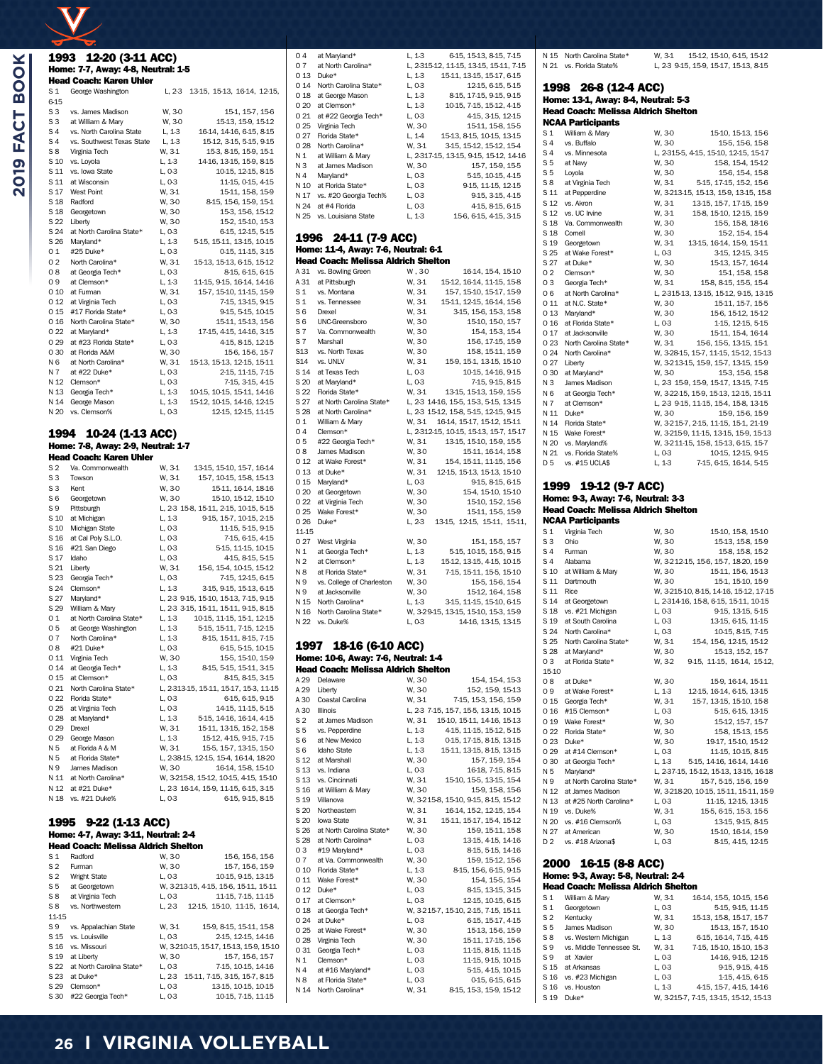## 1993 12-20 (3-11 ACC)

**Home: 7-7, Away: 4-8, Neutral: 1-5**

**Head Coach: Karen Uhler**

| Date | Opponent | Result | Scores |
|---|---|---|---|
| S 1 | George Washington | L, 2-3 | 13-15, 15-13, 16-14, 12-15, 6-15 |
| S 3 | vs. James Madison | W, 3-0 | 15-1, 15-7, 15-6 |
| S 3 | at William & Mary | W, 3-0 | 15-13, 15-9, 15-12 |
| S 4 | vs. North Carolina State | L, 1-3 | 16-14, 14-16, 6-15, 8-15 |
| S 4 | vs. Southwest Texas State | L, 1-3 | 15-12, 3-15, 5-15, 9-15 |
| S 8 | Virginia Tech | W, 3-1 | 15-3, 8-15, 15-9, 15-1 |
| S 10 | vs. Loyola | L, 1-3 | 14-16, 13-15, 15-9, 8-15 |
| S 11 | vs. Iowa State | L, 0-3 | 10-15, 12-15, 8-15 |
| S 11 | at Wisconsin | L, 0-3 | 11-15, 0-15, 4-15 |
| S 17 | West Point | W, 3-1 | 15-11, 15-8, 15-9 |
| S 18 | Radford | W, 3-1 | 8-15, 15-6, 15-9, 15-1 |
| S 18 | Georgetown | W, 3-0 | 15-3, 15-6, 15-12 |
| S 22 | Liberty | W, 3-0 | 15-2, 15-10, 15-3 |
| S 24 | at North Carolina State* | L, 0-3 | 6-15, 12-15, 5-15 |
| S 26 | Maryland* | L, 1-3 | 5-15, 15-11, 13-15, 10-15 |
| O 1 | #25 Duke* | L, 0-3 | 0-15, 11-15, 3-15 |
| O 2 | North Carolina* | W, 3-1 | 15-13, 13-15, 15-12, 15-12 |
| O 8 | at Georgia Tech* | L, 0-3 | 8-15, 6-15, 6-15 |
| O 9 | at Clemson* | L, 1-3 | 11-15, 9-15, 16-14, 14-16 |
| O 10 | at Furman | W, 3-1 | 15-7, 15-10, 11-15, 15-9 |
| O 12 | at Virginia Tech | L, 0-3 | 7-15, 13-15, 9-15 |
| O 15 | #17 Florida State* | L, 0-3 | 9-15, 5-15, 10-15 |
| O 16 | North Carolina State* | W, 3-0 | 15-11, 15-13, 15-6 |
| O 22 | at Maryland* | L, 1-3 | 17-15, 4-15, 14-16, 3-15 |
| O 29 | at #23 Florida State* | L, 0-3 | 4-15, 8-15, 12-15 |
| O 30 | at Florida A&M | W, 3-0 | 15-6, 15-6, 15-7 |
| N 6 | at North Carolina* | W, 3-1 | 15-13, 15-13, 12-15, 15-11 |
| N 7 | at #22 Duke* | L, 0-3 | 2-15, 11-15, 7-15 |
| N 12 | Clemson* | L, 0-3 | 7-15, 3-15, 4-15 |
| N 13 | Georgia Tech* | L, 1-3 | 10-15, 10-15, 15-11, 14-16 |
| N 14 | George Mason | L, 1-3 | 15-12, 10-15, 14-16, 12-15 |
| N 20 | vs. Clemson% | L, 0-3 | 12-15, 12-15, 11-15 |

## 1994 10-24 (1-13 ACC)

**Home: 7-8, Away: 2-9, Neutral: 1-7**

**Head Coach: Karen Uhler**

| Date | Opponent | Result | Scores |
|---|---|---|---|
| S 2 | Va. Commonwealth | W, 3-1 | 13-15, 15-10, 15-7, 16-14 |
| S 3 | Towson | W, 3-1 | 15-7, 10-15, 15-8, 15-13 |
| S 3 | Kent | W, 3-0 | 15-11, 16-14, 18-16 |
| S 6 | Georgetown | W, 3-0 | 15-10, 15-12, 15-10 |
| S 9 | Pittsburgh | L, 2-3 | 15-8, 15-11, 2-15, 10-15, 5-15 |
| S 10 | at Michigan | L, 1-3 | 9-15, 15-7, 10-15, 2-15 |
| S 10 | Michigan State | L, 0-3 | 11-15, 5-15, 9-15 |
| S 16 | at Cal Poly S.L.O. | L, 0-3 | 7-15, 6-15, 4-15 |
| S 16 | #21 San Diego | L, 0-3 | 5-15, 11-15, 10-15 |
| S 17 | Idaho | L, 0-3 | 4-15, 8-15, 5-15 |
| S 21 | Liberty | W, 3-1 | 15-6, 15-4, 10-15, 15-12 |
| S 23 | Georgia Tech* | L, 0-3 | 7-15, 12-15, 6-15 |
| S 24 | Clemson* | L, 1-3 | 3-15, 9-15, 15-13, 6-15 |
| S 27 | Maryland* | L, 2-3 | 9-15, 15-10, 15-13, 7-15, 9-15 |
| S 29 | William & Mary | L, 2-3 | 3-15, 15-11, 15-11, 9-15, 8-15 |
| O 1 | at North Carolina State* | L, 1-3 | 10-15, 11-15, 15-1, 12-15 |
| O 5 | at George Washington | L, 1-3 | 5-15, 15-11, 7-15, 12-15 |
| O 7 | North Carolina* | L, 1-3 | 8-15, 15-11, 8-15, 7-15 |
| O 8 | #21 Duke* | L, 0-3 | 6-15, 5-15, 10-15 |
| O 11 | Virginia Tech | W, 3-0 | 15-5, 15-10, 15-9 |
| O 14 | at Georgia Tech* | L, 1-3 | 8-15, 5-15, 15-11, 3-15 |
| O 15 | at Clemson* | L, 0-3 | 8-15, 8-15, 3-15 |
| O 21 | North Carolina State* | L, 2-3 | 13-15, 15-11, 15-17, 15-3, 11-15 |
| O 22 | Florida State* | L, 0-3 | 6-15, 6-15, 9-15 |
| O 25 | at Virginia Tech | L, 0-3 | 14-15, 11-15, 5-15 |
| O 28 | at Maryland* | L, 1-3 | 5-15, 14-16, 16-14, 4-15 |
| O 29 | Drexel | W, 3-1 | 15-11, 13-15, 15-2, 15-8 |
| O 29 | George Mason | L, 1-3 | 15-12, 4-15, 9-15, 7-15 |
| N 5 | at Florida A & M | W, 3-1 | 15-5, 15-7, 13-15, 15-0 |
| N 5 | at Florida State* | L, 2-3 | 8-15, 12-15, 15-4, 16-14, 18-20 |
| N 9 | James Madison | W, 3-0 | 16-14, 15-8, 15-10 |
| N 11 | at North Carolina* | W, 3-2 | 15-8, 15-12, 10-15, 4-15, 15-10 |
| N 12 | at #21 Duke* | L, 2-3 | 16-14, 15-9, 11-15, 6-15, 3-15 |
| N 18 | vs. #21 Duke% | L, 0-3 | 6-15, 9-15, 8-15 |

## 1995 9-22 (1-13 ACC)

**Home: 4-7, Away: 3-11, Neutral: 2-4**

**Head Coach: Melissa Aldrich Shelton**

| Date | Opponent | Result | Scores |
|---|---|---|---|
| S 1 | Radford | W, 3-0 | 15-6, 15-6, 15-6 |
| S 2 | Furman | W, 3-0 | 15-7, 15-6, 15-9 |
| S 2 | Wright State | L, 0-3 | 10-15, 9-15, 13-15 |
| S 5 | at Georgetown | W, 3-2 | 13-15, 4-15, 15-6, 15-11, 15-11 |
| S 8 | at Virginia Tech | L, 0-3 | 11-15, 7-15, 11-15 |
| S 8 | vs. Northwestern | L, 2-3 | 12-15, 15-10, 11-15, 16-14, 11-15 |
| S 9 | vs. Appalachian State | W, 3-1 | 15-9, 8-15, 15-11, 15-8 |
| S 15 | vs. Louisville | L, 0-3 | 2-15, 12-15, 14-16 |
| S 16 | vs. Missouri | W, 3-2 | 10-15, 15-17, 15-13, 15-9, 15-10 |
| S 19 | at Liberty | W, 3-0 | 15-7, 15-6, 15-7 |
| S 22 | at North Carolina State* | L, 0-3 | 7-15, 10-15, 14-16 |
| S 23 | at Duke* | L, 2-3 | 15-11, 7-15, 3-15, 15-7, 8-15 |
| S 29 | Clemson* | L, 0-3 | 13-15, 10-15, 10-15 |
| S 30 | #22 Georgia Tech* | L, 0-3 | 10-15, 7-15, 11-15 |
| O 4 | at Maryland* | L, 1-3 | 6-15, 15-13, 8-15, 7-15 |
| O 7 | at North Carolina* | L, 2-3 | 15-12, 11-15, 13-15, 15-11, 7-15 |
| O 13 | Duke* | L, 1-3 | 15-11, 13-15, 15-17, 6-15 |
| O 14 | North Carolina State* | L, 0-3 | 12-15, 6-15, 5-15 |
| O 18 | at George Mason | L, 1-3 | 8-15, 17-15, 9-15, 9-15 |
| O 20 | at Clemson* | L, 1-3 | 10-15, 7-15, 15-12, 4-15 |
| O 21 | at #22 Georgia Tech* | L, 0-3 | 4-15, 3-15, 12-15 |
| O 25 | Virginia Tech | W, 3-0 | 15-11, 15-8, 15-5 |
| O 27 | Florida State* | L, 1-4 | 15-13, 8-15, 10-15, 13-15 |
| O 28 | North Carolina* | W, 3-1 | 3-15, 15-12, 15-12, 15-4 |
| N 1 | at William & Mary | L, 2-3 | 17-15, 13-15, 9-15, 15-12, 14-16 |
| N 3 | at James Madison | W, 3-0 | 15-7, 15-9, 15-5 |
| N 4 | Maryland* | L, 0-3 | 5-15, 10-15, 4-15 |
| N 10 | at Florida State* | L, 0-3 | 9-15, 11-15, 12-15 |
| N 17 | vs. #20 Georgia Tech% | L, 0-3 | 9-15, 3-15, 4-15 |
| N 24 | at #4 Florida | L, 0-3 | 4-15, 8-15, 6-15 |
| N 25 | vs. Louisiana State | L, 1-3 | 15-6, 6-15, 4-15, 3-15 |

## 1996 24-11 (7-9 ACC)

**Home: 11-4, Away: 7-6, Neutral: 6-1**

**Head Coach: Melissa Aldrich Shelton**

| Date | Opponent | Result | Scores |
|---|---|---|---|
| A 31 | vs. Bowling Green | W, 3-0 | 16-14, 15-4, 15-10 |
| A 31 | at Pittsburgh | W, 3-1 | 15-12, 16-14, 11-15, 15-8 |
| S 1 | vs. Montana | W, 3-1 | 15-7, 15-10, 15-17, 15-9 |
| S 1 | vs. Tennessee | W, 3-1 | 15-11, 12-15, 16-14, 15-6 |
| S 6 | Drexel | W, 3-1 | 3-15, 15-6, 15-3, 15-8 |
| S 6 | UNC-Greensboro | W, 3-0 | 15-10, 15-0, 15-7 |
| S 7 | Va. Commonwealth | W, 3-0 | 15-4, 15-3, 15-4 |
| S 7 | Marshall | W, 3-0 | 15-6, 17-15, 15-9 |
| S13 | vs. North Texas | W, 3-0 | 15-8, 15-11, 15-9 |
| S14 | vs. UNLV | W, 3-1 | 15-9, 15-1, 13-15, 15-10 |
| S 14 | at Texas Tech | L, 0-3 | 10-15, 14-16, 9-15 |
| S 20 | at Maryland* | L, 0-3 | 7-15, 9-15, 8-15 |
| S 22 | Florida State* | W, 3-1 | 13-15, 15-13, 15-9, 15-5 |
| S 27 | at North Carolina State* | L, 2-3 | 14-16, 15-5, 15-3, 5-15, 13-15 |
| S 28 | at North Carolina* | L, 2-3 | 15-12, 15-8, 5-15, 12-15, 9-15 |
| O 1 | William & Mary | W, 3-1 | 16-14, 15-17, 15-12, 15-11 |
| O 4 | Clemson* | L, 2-3 | 12-15, 10-15, 15-13, 15-7, 15-17 |
| O 5 | #22 Georgia Tech* | W, 3-1 | 13-15, 15-10, 15-9, 15-5 |
| O 8 | James Madison | W, 3-0 | 15-11, 16-14, 15-8 |
| O 12 | at Wake Forest* | W, 3-1 | 15-4, 15-11, 11-15, 15-6 |
| O 13 | at Duke* | W, 3-1 | 12-15, 15-13, 15-13, 15-10 |
| O 15 | Maryland* | L, 0-3 | 9-15, 8-15, 6-15 |
| O 20 | at Georgetown | W, 3-0 | 15-4, 15-10, 15-10 |
| O 22 | at Virginia Tech | W, 3-0 | 15-10, 15-2, 15-6 |
| O 25 | Wake Forest* | W, 3-0 | 15-11, 15-5, 15-9 |
| O 26 | Duke* | L, 2-3 | 13-15, 12-15, 15-11, 15-11, 11-15 |
| O 27 | West Virginia | W, 3-0 | 15-1, 15-5, 15-7 |
| N 1 | at Georgia Tech* | L, 1-3 | 5-15, 10-15, 15-5, 9-15 |
| N 2 | at Clemson* | L, 1-3 | 15-12, 13-15, 4-15, 10-15 |
| N 8 | at Florida State* | W, 3-1 | 7-15, 15-11, 15-5, 15-10 |
| N 9 | vs. College of Charleston | W, 3-0 | 15-5, 15-6, 15-4 |
| N 9 | at Jacksonville | W, 3-0 | 15-12, 16-4, 15-8 |
| N 15 | North Carolina* | L, 1-3 | 3-15, 11-15, 15-10, 6-15 |
| N 16 | North Carolina State* | W, 3-2 | 9-15, 13-15, 15-10, 15-3, 15-9 |
| N 22 | vs. Duke% | L, 0-3 | 14-16, 13-15, 13-15 |

## 1997 18-16 (6-10 ACC)

**Home: 10-6, Away: 7-6, Neutral: 1-4**

**Head Coach: Melissa Aldrich Shelton**

| Date | Opponent | Result | Scores |
|---|---|---|---|
| A 29 | Delaware | W, 3-0 | 15-4, 15-4, 15-3 |
| A 29 | Liberty | W, 3-0 | 15-2, 15-9, 15-13 |
| A 30 | Coastal Carolina | W, 3-1 | 7-15, 15-3, 15-6, 15-9 |
| A 30 | Illinois | L, 2-3 | 7-15, 15-7, 15-5, 13-15, 10-15 |
| S 2 | at James Madison | W, 3-1 | 15-10, 15-11, 14-16, 15-13 |
| S 5 | vs. Pepperdine | L, 1-3 | 4-15, 11-15, 15-12, 5-15 |
| S 6 | at New Mexico | L, 1-3 | 0-15, 17-15, 8-15, 13-15 |
| S 6 | Idaho State | L, 1-3 | 15-11, 13-15, 8-15, 13-15 |
| S 12 | at Marshall | W, 3-0 | 15-7, 15-9, 15-4 |
| S 13 | vs. Indiana | L, 0-3 | 16-18, 7-15, 8-15 |
| S 13 | vs. Cincinnati | W, 3-1 | 15-10, 15-5, 13-15, 15-4 |
| S 16 | at William & Mary | W, 3-0 | 15-9, 15-8, 15-6 |
| S 19 | Villanova | W, 3-2 | 15-8, 15-10, 9-15, 8-15, 15-12 |
| S 20 | Northeastern | W, 3-1 | 16-14, 15-2, 12-15, 15-4 |
| S 20 | Iowa State | W, 3-1 | 15-11, 15-17, 15-4, 15-12 |
| S 26 | at North Carolina State* | W, 3-0 | 15-9, 15-11, 15-8 |
| S 28 | at North Carolina* | L, 0-3 | 13-15, 4-15, 14-16 |
| O 3 | #19 Maryland* | L, 0-3 | 8-15, 5-15, 14-16 |
| O 7 | at Va. Commonwealth | W, 3-0 | 15-9, 15-12, 15-6 |
| O 10 | Florida State* | L, 1-3 | 8-15, 15-6, 6-15, 9-15 |
| O 11 | Wake Forest* | W, 3-0 | 15-4, 15-5, 15-4 |
| O 12 | Duke* | L, 0-3 | 8-15, 13-15, 3-15 |
| O 17 | at Clemson* | L, 0-3 | 12-15, 10-15, 6-15 |
| O 18 | at Georgia Tech* | W, 3-2 | 15-7, 15-10, 2-15, 7-15, 15-11 |
| O 24 | at Duke* | L, 0-3 | 6-15, 15-17, 4-15 |
| O 25 | at Wake Forest* | W, 3-0 | 15-13, 15-6, 15-9 |
| O 28 | Virginia Tech | W, 3-0 | 15-11, 17-15, 15-6 |
| O 31 | Georgia Tech* | L, 0-3 | 11-15, 8-15, 11-15 |
| N 1 | Clemson* | L, 0-3 | 11-15, 9-15, 10-15 |
| N 4 | at #16 Maryland* | L, 0-3 | 5-15, 4-15, 10-15 |
| N 8 | at Florida State* | L, 0-3 | 0-15, 6-15, 6-15 |
| N 14 | North Carolina* | W, 3-1 | 8-15, 15-3, 15-9, 15-12 |
| N 15 | North Carolina State* | W, 3-1 | 15-12, 15-10, 6-15, 15-12 |
| N 21 | vs. Florida State% | L, 2-3 | 9-15, 15-9, 15-17, 15-13, 8-15 |

## 1998 26-8 (12-4 ACC)

**Home: 13-1, Away: 8-4, Neutral: 5-3**

**Head Coach: Melissa Aldrich Shelton**

**NCAA Participants**

| Date | Opponent | Result | Scores |
|---|---|---|---|
| S 1 | William & Mary | W, 3-0 | 15-10, 15-13, 15-6 |
| S 4 | vs. Buffalo | W, 3-0 | 15-5, 15-6, 15-8 |
| S 4 | vs. Minnesota | L, 2-3 | 15-5, 4-15, 15-10, 12-15, 15-17 |
| S 5 | at Navy | W, 3-0 | 15-8, 15-4, 15-12 |
| S 5 | Loyola | W, 3-0 | 15-6, 15-4, 15-8 |
| S 8 | at Virginia Tech | W, 3-1 | 5-15, 17-15, 15-2, 15-6 |
| S 11 | at Pepperdine | W, 3-2 | 13-15, 15-13, 15-9, 13-15, 15-8 |
| S 12 | vs. Akron | W, 3-1 | 13-15, 15-7, 17-15, 15-9 |
| S 12 | vs. UC Irvine | W, 3-1 | 15-8, 15-10, 12-15, 15-9 |
| S 18 | Va. Commonwealth | W, 3-0 | 15-5, 15-8, 18-16 |
| S 18 | Cornell | W, 3-0 | 15-2, 15-4, 15-4 |
| S 19 | Georgetown | W, 3-1 | 13-15, 16-14, 15-9, 15-11 |
| S 25 | at Wake Forest* | L, 0-3 | 3-15, 12-15, 3-15 |
| S 27 | at Duke* | W, 3-0 | 15-13, 15-7, 16-14 |
| O 2 | Clemson* | W, 3-0 | 15-1, 15-8, 15-8 |
| O 3 | Georgia Tech* | W, 3-1 | 15-8, 8-15, 15-5, 15-4 |
| O 6 | at North Carolina* | L, 2-3 | 15-13, 13-15, 15-12, 9-15, 13-15 |
| O 11 | at N.C. State* | W, 3-0 | 15-11, 15-7, 15-5 |
| O 13 | Maryland* | W, 3-0 | 15-6, 15-12, 15-12 |
| O 16 | at Florida State* | L, 0-3 | 1-15, 12-15, 11-15 |
| O 17 | at Jacksonville | W, 3-0 | 15-11, 15-4, 16-14 |
| O 23 | North Carolina State* | W, 3-1 | 15-6, 15-5, 13-15, 15-1 |
| O 24 | North Carolina* | W, 3-2 | 8-15, 15-7, 11-15, 15-12, 15-13 |
| O 27 | Liberty | W, 3-2 | 13-15, 15-9, 15-7, 13-15, 15-9 |
| O 30 | at Maryland* | W, 3-0 | 15-3, 15-6, 15-8 |
| N 3 | James Madison | L, 2-3 | 15-9, 15-9, 15-17, 13-15, 7-15 |
| N 6 | at Georgia Tech* | W, 3-2 | 2-15, 15-9, 13-15, 15-12, 15-11 |
| N 7 | at Clemson* | L, 2-3 | 9-15, 11-15, 15-4, 15-8, 13-15 |
| N 11 | Duke* | W, 3-0 | 15-9, 15-6, 15-9 |
| N 14 | Florida State* | W, 3-2 | 15-7, 2-15, 11-15, 15-1, 21-19 |
| N 15 | Wake Forest* | W, 3-2 | 15-9, 11-15, 13-15, 15-9, 15-13 |
| N 20 | vs. Maryland% | W, 3-2 | 11-15, 15-8, 15-13, 6-15, 15-7 |
| N 21 | vs. Florida State% | L, 0-3 | 10-15, 12-15, 9-15 |
| D 5 | vs. #15 UCLA$ | L, 1-3 | 7-15, 6-15, 16-14, 5-15 |

## 1999 19-12 (9-7 ACC)

**Home: 9-3, Away: 7-6, Neutral: 3-3**

**Head Coach: Melissa Aldrich Shelton**

**NCAA Participants**

| Date | Opponent | Result | Scores |
|---|---|---|---|
| S 1 | Virginia Tech | W, 3-0 | 15-10, 15-8, 15-10 |
| S 3 | Ohio | W, 3-0 | 15-13, 15-8, 15-9 |
| S 4 | Furman | W, 3-0 | 15-8, 15-6, 15-2 |
| S 4 | Alabama | W, 3-2 | 12-15, 15-6, 15-7, 18-20, 15-9 |
| S 10 | at William & Mary | W, 3-0 | 15-11, 15-6, 15-13 |
| S 11 | Dartmouth | W, 3-0 | 15-1, 15-10, 15-9 |
| S 11 | Rice | W, 3-2 | 15-10, 8-15, 14-16, 15-12, 17-15 |
| S 14 | at Georgetown | L, 2-3 | 14-16, 15-8, 6-15, 15-11, 10-15 |
| S 18 | vs. #21 Michigan | L, 0-3 | 9-15, 13-15, 5-15 |
| S 19 | at South Carolina | L, 0-3 | 13-15, 6-15, 11-15 |
| S 24 | North Carolina* | L, 0-3 | 10-15, 8-15, 7-15 |
| S 25 | North Carolina State* | W, 3-1 | 15-4, 15-6, 12-15, 15-12 |
| S 28 | at Maryland* | W, 3-0 | 15-13, 15-2, 15-7 |
| O 3 | at Florida State* | W, 3-2 | 9-15, 11-15, 16-14, 15-12, 15-10 |
| O 8 | at Duke* | W, 3-0 | 15-9, 16-14, 15-11 |
| O 9 | at Wake Forest* | L, 1-3 | 12-15, 16-14, 6-15, 13-15 |
| O 15 | Georgia Tech* | W, 3-1 | 15-7, 13-15, 15-10, 15-8 |
| O 16 | #15 Clemson* | L, 0-3 | 5-15, 6-15, 13-15 |
| O 19 | Wake Forest* | W, 3-0 | 15-12, 15-7, 15-7 |
| O 22 | Florida State* | W, 3-0 | 15-8, 15-13, 15-5 |
| O 23 | Duke* | W, 3-0 | 19-17, 15-10, 15-12 |
| O 29 | at #14 Clemson* | L, 0-3 | 11-15, 10-15, 8-15 |
| O 30 | at Georgia Tech* | L, 1-3 | 5-15, 14-16, 16-14, 14-16 |
| N 5 | Maryland* | L, 2-3 | 7-15, 15-12, 15-13, 13-15, 16-18 |
| N 9 | at North Carolina State* | W, 3-1 | 15-7, 5-15, 15-6, 15-9 |
| N 12 | at James Madison | W, 3-2 | 18-20, 10-15, 15-11, 15-11, 15-9 |
| N 13 | at #25 North Carolina* | L, 0-3 | 11-15, 12-15, 13-15 |
| N 19 | vs. Duke% | W, 3-1 | 15-5, 6-15, 15-3, 15-5 |
| N 20 | vs. #16 Clemson% | L, 0-3 | 13-15, 9-15, 8-15 |
| N 27 | at American | W, 3-0 | 15-10, 16-14, 15-9 |
| D 2 | vs. #18 Arizona$ | L, 0-3 | 8-15, 4-15, 12-15 |

## 2000 16-15 (8-8 ACC)

**Home: 9-3, Away: 5-8, Neutral: 2-4**

**Head Coach: Melissa Aldrich Shelton**

| Date | Opponent | Result | Scores |
|---|---|---|---|
| S 1 | William & Mary | W, 3-1 | 16-14, 15-5, 10-15, 15-6 |
| S 1 | Georgetown | L, 0-3 | 5-15, 9-15, 11-15 |
| S 2 | Kentucky | W, 3-1 | 15-13, 15-8, 15-17, 15-7 |
| S 5 | James Madison | W, 3-0 | 15-13, 15-7, 15-10 |
| S 8 | vs. Western Michigan | L, 1-3 | 6-15, 16-14, 7-15, 8-15 |
| S 9 | vs. Middle Tennessee St. | W, 3-1 | 7-15, 15-10, 15-10, 15-3 |
| S 9 | at Xavier | L, 0-3 | 14-16, 9-15, 12-15 |
| S 15 | at Arkansas | L, 0-3 | 9-15, 9-15, 4-15 |
| S 16 | vs. #23 Michigan | L, 0-3 | 1-15, 4-15, 6-15 |
| S 16 | vs. Houston | L, 1-3 | 4-15, 15-7, 4-15, 14-16 |
| S 19 | Duke* | W, 3-2 | 15-7, 7-15, 13-15, 15-12, 15-13 |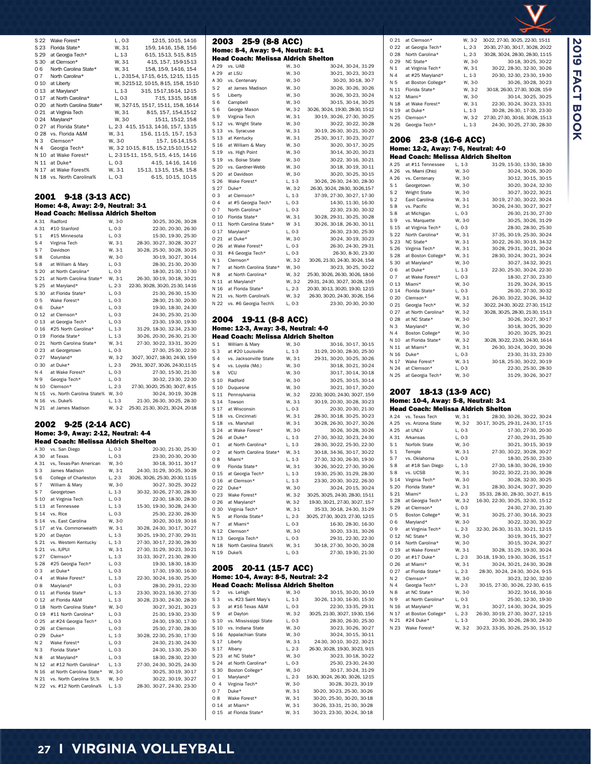| | | | |
|---|---|---|---|
| S 22 | Wake Forest* | L, 0-3 | 12-15, 10-15, 14-16 |
| S 23 | Florida State* | W, 3-1 | 15-9, 14-16, 15-8, 15-6 |
| S 29 | at Georgia Tech* | L, 1-3 | 6-15, 15-13, 5-15, 8-15 |
| S 30 | at Clemson* | W, 3-1 | 4-15, 15-7, 15-9,15-13 |
| O 6 | North Carolina State* | W, 3-1 | 15-8, 15-9, 14-16, 15-4 |
| O 7 | North Carolina* | L, 2-3 | 15-4, 17-15, 6-15, 12-15, 11-15 |
| O 10 | at Liberty | W, 3-2 | 15-12, 10-15, 8-15, 15-8, 15-10 |
| O 13 | at Maryland* | L, 1-3 | 3-15, 15-17,16-14, 12-15 |
| O 17 | at North Carolina* | L, 0-3 | 7-15, 13-15, 16-18 |
| O 20 | at North Carolina State* | W, 3-2 | 7-15, 15-17, 15-11, 15-8, 16-14 |
| O 21 | at Virginia Tech | W, 3-1 | 8-15, 15-7, 15-4,15-12 |
| O 24 | Maryland* | W, 3-0 | 15-11, 15-12, 15-8 |
| O 27 | at Florida State* | L, 2-3 | 4-15, 15-13, 14-16, 15-7, 13-15 |
| O 28 | vs. Florida A&M | W, 3-1 | 15-6, 11-15, 15-7, 15-3 |
| N 3 | Clemson* | W, 3-0 | 15-7, 16-14,15-5 |
| N 4 | Georgia Tech* | W, 3-2 | 10-15, 8-15, 15-2,15-10,15-12 |
| N 10 | at Wake Forest* | L, 2-3 | 15-11, 15-5, 5-15, 4-15, 14-16 |
| N 11 | at Duke* | L, 0-3 | 4-15, 14-16, 14-16 |
| N 17 | at Wake Forest% | W, 3-1 | 15-13, 13-15, 15-8, 15-8 |
| N 18 | vs. North Carolina% | L, 0-3 | 6-15, 10-15, 10-15 |

## 2001 9-18 (3-13 ACC)

**Home: 4-8, Away: 2-9, Neutral: 3-1**

**Head Coach: Melissa Aldrich Shelton**

| | | | |
|---|---|---|---|
| A 31 | Radford | W, 3-0 | 30-25, 30-26, 30-28 |
| A 31 | #10 Stanford | L, 0-3 | 22-30, 20-30, 26-30 |
| S 1 | #15 Minnesota | L, 0-3 | 15-30, 19-30, 25-30 |
| S 4 | Virginia Tech | W, 3-1 | 28-30, 30-27, 30-28, 30-27 |
| S 7 | Davidson | W, 3-1 | 30-28, 25-30, 30-28, 30-25 |
| S 8 | Columbia | W, 3-0 | 30-19, 30-27, 30-14 |
| S 8 | at William & Mary | L, 0-3 | 28-30, 21-30, 20-30 |
| S 20 | at North Carolina* | L, 0-3 | 18-30, 21-30, 17-30 |
| S 21 | at North Carolina State* | W, 3-1 | 26-30, 30-19, 30-18, 30-21 |
| S 25 | at Maryland* | L, 2-3 | 22-30, 30-28, 30-20, 21-30, 14-16 |
| S 30 | at Florida State* | L, 0-3 | 21-30, 26-30, 15-30 |
| O 5 | Wake Forest* | L, 0-3 | 28-30, 21-30, 28-30 |
| O 6 | Duke* | L, 0-3 | 19-30, 18-30, 24-30 |
| O 12 | at Clemson* | L, 0-3 | 24-30, 25-30, 21-30 |
| O 13 | at Georgia Tech* | L, 0-3 | 23-30, 19-30, 19-30 |
| O 16 | #25 North Carolina* | L, 1-3 | 31-29, 18-30, 32-34, 23-30 |
| O 19 | Florida State* | L, 1-3 | 30-26, 20-30, 26-30, 21-30 |
| O 21 | North Carolina State* | W, 3-1 | 27-30, 30-22, 33-31, 30-24 |
| O 23 | at Georgetown | L, 0-3 | 27-30, 25-30, 22-30 |
| O 27 | Maryland* | W, 3-2 | 30-27, 30-27, 18-30, 24-30, 15-9 |
| O 30 | at Duke* | L, 2-3 | 29-31, 30-27, 30-26, 24-30,11-15 |
| N 4 | at Wake Forest* | L, 0-3 | 27-30, 15-30, 21-30 |
| N 9 | Georgia Tech* | L, 0-3 | 30-32, 23-30, 22-30 |
| N 10 | Clemson* | L, 2-3 | 27-30, 30-20, 25-30, 30-27, 8-15 |
| N 15 | vs. North Carolina State% | W, 3-0 | 30-24, 30-19, 30-28 |
| N 16 | vs. Duke% | L, 1-3 | 21-30, 26-30, 30-25, 28-30 |
| N 21 | at James Madison | W, 3-2 | 25-30, 21-30, 30-21, 30-24, 20-18 |

## 2002 9-25 (2-14 ACC)

**Home: 3-9, Away: 2-12, Neutral: 4-4**

**Head Coach: Melissa Aldrich Shelton**

| | | | |
|---|---|---|---|
| A 30 | vs. San Diego | L, 0-3 | 20-30, 21-30, 25-30 |
| A 30 | at Texas | L, 0-3 | 23-30, 20-30, 20-30 |
| A 31 | vs. Texas-Pan American | W, 3-0 | 30-18, 30-11, 30-17 |
| S 3 | James Madison | W, 3-1 | 24-30, 31-29, 30-25, 30-28 |
| S 6 | College of Charleston | L, 2-3 | 30-26, 30-26, 25-30, 20-30, 11-15 |
| S 7 | William & Mary | W, 3-0 | 30-27, 30-25, 30-22 |
| S 7 | Georgetown | L, 1-3 | 30-32, 30-26, 27-30, 28-30 |
| S 10 | at Virginia Tech | L, 0-3 | 22-30, 18-30, 28-30 |
| S 13 | at Tennessee | L, 1-3 | 15-30, 19-30, 30-28, 24-30 |
| S 14 | vs. Rice | L, 0-3 | 25-30, 22-30, 28-30 |
| S 14 | vs. East Carolina | W, 3-0 | 30-20, 30-19, 30-16 |
| S 17 | at Va. Commonwealth | W, 3-1 | 30-28, 24-30, 30-17, 30-27 |
| S 20 | at Dayton | L, 1-3 | 30-25, 19-30, 27-30, 29-31 |
| S 21 | vs. Western Kentucky | L, 1-3 | 27-30, 30-17, 22-30, 28-30 |
| S 21 | vs. IUPUI | W, 3-1 | 27-30, 31-29, 30-23, 30-21 |
| S 27 | Clemson* | L, 1-3 | 31-33, 30-27, 21-30, 28-30 |
| S 28 | #25 Georgia Tech* | L, 0-3 | 19-30, 18-30, 18-30 |
| O 3 | at Duke* | L, 0-3 | 17-30, 19-30, 16-30 |
| O 4 | at Wake Forest* | L, 1-3 | 22-30, 30-24, 16-30, 25-30 |
| O 8 | Maryland* | L, 0-3 | 28-30, 29-31, 22-30 |
| O 11 | at Florida State* | L, 1-3 | 23-30, 30-23, 16-30, 27-30 |
| O 12 | at Florida A&M | L, 1-3 | 30-28, 23-30, 24-30, 28-30 |
| O 18 | North Carolina State* | W, 3-0 | 30-27, 30-21, 30-23 |
| O 19 | #11 North Carolina* | L, 0-3 | 21-30, 19-30, 23-30 |
| O 25 | at #24 Georgia Tech* | L, 0-3 | 24-30, 19-30, 17-30 |
| O 26 | at Clemson | L, 0-3 | 25-30, 27-30, 28-30 |
| O 29 | Duke* | L, 1-3 | 30-28, 22-30, 25-30, 17-30 |
| N 2 | Wake Forest* | L, 0-3 | 24-30, 21-30, 24-30 |
| N 3 | Florida State* | L, 0-3 | 24-30, 13-30, 25-30 |
| N 8 | at Maryland* | L, 0-3 | 18-30, 28-30, 22-30 |
| N 12 | at #12 North Carolina* | L, 1-3 | 27-30, 24-30, 30-25, 24-30 |
| N 16 | at North Carolina State* | W, 3-0 | 30-25, 30-19, 30-17 |
| N 21 | vs. North Carolina St.% | W, 3-0 | 30-22, 30-19, 30-27 |
| N 22 | vs. #12 North Carolina% | L, 1-3 | 28-30, 30-27, 24-30, 23-30 |

## 2003 25-9 (8-8 ACC)

**Home: 8-4, Away: 9-4, Neutral: 8-1**

**Head Coach: Melissa Aldrich Shelton**

| | | | |
|---|---|---|---|
| A 29 | vs. UAB | W, 3-0 | 30-24, 30-24, 31-29 |
| A 29 | at LSU | W, 3-0 | 30-21, 30-23, 30-23 |
| A 30 | vs. Centenary | W, 3-0 | 30-20, 30-18, 30-7 |
| S 2 | at James Madison | W, 3-0 | 30-26, 30-26, 30-26 |
| S 5 | Liberty | W, 3-0 | 30-26, 30-23, 30-24 |
| S 6 | Campbell | W, 3-0 | 30-15, 30-14, 30-25 |
| S 6 | George Mason | W, 3-2 | 30-26, 30-24, 19-30, 28-30, 15-12 |
| S 9 | Virginia Tech | W, 3-1 | 30-19, 30-26, 27-30, 30-25 |
| S 12 | vs. Wright State | W, 3-0 | 30-22, 30-22, 30-28 |
| S 13 | vs. Syracuse | W, 3-1 | 30-19, 26-30, 30-21, 30-20 |
| S 13 | at Kentucky | W, 3-1 | 25-30, 30-17, 30-23, 30-27 |
| S 16 | at William & Mary | W, 3-0 | 30-20, 30-17, 30-25 |
| S 19 | vs. High Point | W, 3-0 | 30-14, 30-20, 30-23 |
| S 19 | vs. Boise State | W, 3-0 | 30-22, 30-16, 30-21 |
| S 20 | vs. Gardner-Webb | W, 3-0 | 30-18, 30-19, 30-11 |
| S 20 | at Davidson | W, 3-0 | 30-20, 30-25, 30-15 |
| S 26 | Wake Forest* | L, 1-3 | 30-26, 26-30, 24-30, 28-30 |
| S 27 | Duke* | W, 3-2 | 26-30, 30-24, 28-30, 30-26,15-7 |
| O 3 | at Clemson* | L, 1-3 | 37-39, 27-30, 30-27, 17-30 |
| O 4 | at #5 Georgia Tech* | L, 0-3 | 14-30, 11-30, 16-30 |
| O 7 | North Carolina* | L, 0-3 | 22-30, 23-30, 30-32 |
| O 10 | Florida State* | W, 3-1 | 30-28, 29-31, 30-25, 30-28 |
| O 11 | North Carolina State* | W, 3-1 | 30-26, 30-18, 26-30, 30-11 |
| O 17 | Maryland* | L, 0-3 | 26-30, 23-30, 25-30 |
| O 21 | at Duke* | W, 3-0 | 30-24, 30-19, 30-23 |
| O 26 | at Wake Forest* | L, 0-3 | 26-30, 24-30, 29-31 |
| O 31 | #4 Georgia Tech* | L, 0-3 | 26-30, 8-30, 23-30 |
| N 1 | Clemson* | W, 3-2 | 30-26, 21-30, 24-30, 30-24, 15-8 |
| N 7 | at North Carolina State* | W, 3-0 | 30-23, 30-25, 30-22 |
| N 8 | at North Carolina* | W, 3-2 | 25-30, 30-26, 26-30, 30-26, 18-16 |
| N 11 | at Maryland* | W, 3-2 | 29-31, 24-30, 30-27, 30-28, 15-9 |
| N 16 | at Florida State* | L, 2-3 | 20-30, 30-13, 30-20, 19-30, 12-15 |
| N 21 | vs. North Carolina% | W, 3-2 | 26-30, 30-20, 24-30, 30-26, 15-6 |
| N 22 | vs. #6 Georgia Tech% | L, 0-3 | 23-30, 20-30, 20-30 |

## 2004 19-11 (8-8 ACC)

**Home: 12-3, Away: 3-8, Neutral: 4-0**

**Head Coach: Melissa Aldrich Shelton**

| | | | |
|---|---|---|---|
| S 1 | William & Mary | W, 3-0 | 30-16, 30-17, 30-15 |
| S 3 | at #20 Louisville | L, 1-3 | 31-29, 20-30, 28-30, 25-30 |
| S 4 | vs. Jacksonville State | W, 3-1 | 29-31, 30-20, 30-25, 30-26 |
| S 4 | vs. Loyola (Md.) | W, 3-0 | 30-18, 30-21, 30-24 |
| S 8 | VCU | W, 3-0 | 30-17, 30-14, 30-18 |
| S 10 | Radford | W, 3-0 | 30-25, 30-15, 30-14 |
| S 10 | Duquesne | W, 3-0 | 30-21, 30-17, 30-20 |
| S 11 | Pennsylvania | W, 3-2 | 22-30, 30-20, 24-30, 30-27, 15-9 |
| S 14 | Towson | W, 3-1 | 30-19, 20-30, 30-28, 30-23 |
| S 17 | at Wisconsin | L, 0-3 | 20-30, 20-30, 21-30 |
| S 18 | vs. Cincinnati | W, 3-1 | 28-30, 30-18, 30-25, 30-23 |
| S 18 | vs. Marshall | W, 3-1 | 30-28, 26-30, 30-27, 30-26 |
| S 24 | at Wake Forest* | W, 3-0 | 30-26, 30-28, 30-26 |
| S 26 | at Duke* | L, 1-3 | 27-30, 30-32, 30-23, 24-30 |
| O 1 | at North Carolina* | L, 1-3 | 28-30, 30-22, 25-30, 22-30 |
| O 2 | at North Carolina State* | W, 3-1 | 30-18, 34-36, 30-17, 30-22 |
| O 8 | Miami* | L, 1-3 | 27-30, 32-30, 26-30, 19-30 |
| O 9 | Florida State* | W, 3-1 | 30-26, 30-22, 27-30, 30-26 |
| O 15 | at Georgia Tech* | L, 1-3 | 19-30, 25-30, 31-29, 28-30 |
| O 16 | at Clemson* | L, 1-3 | 23-30, 20-30, 30-22, 26-30 |
| O 22 | Duke* | W, 3-0 | 30-24, 30-15, 30-24 |
| O 23 | Wake Forest* | W, 3-2 | 30-25, 30-25, 24-30, 28-30, 15-11 |
| O 26 | at Maryland* | W, 3-2 | 19-30, 30-21, 27-30, 30-27, 15-7 |
| O 30 | Virginia Tech* | W, 3-1 | 35-33, 30-18, 24-30, 31-29 |
| N 5 | at Florida State* | L, 2-3 | 30-25, 27-30, 30-23, 27-30, 12-15 |
| N 7 | at Miami* | L, 0-3 | 16-30, 28-30, 16-30 |
| N 12 | Clemson* | W, 3-0 | 30-20, 33-31, 30-26 |
| N 13 | Georgia Tech* | L, 0-3 | 29-31, 22-30, 22-30 |
| N 18 | North Carolina State% | W, 3-1 | 30-18, 27-30, 30-20, 30-28 |
| N 19 | Duke% | L, 0-3 | 27-30, 19-30, 21-30 |

## 2005 20-11 (15-7 ACC)

**Home: 10-4, Away: 8-5, Neutral: 2-2**

**Head Coach: Melissa Aldrich Shelton**

| | | | |
|---|---|---|---|
| S 2 | vs. Lehigh | W, 3-0 | 30-15, 30-20, 30-19 |
| S 3 | vs. #23 Saint Mary's | L, 1-3 | 30-26, 13-30, 16-30, 15-30 |
| S 3 | at #16 Texas A&M | L, 0-3 | 22-30, 33-35, 29-31 |
| S 9 | at Dayton | W, 3-2 | 30-25, 21-30, 30-27, 19-30, 15-6 |
| S 10 | vs. Mississippi State | L, 0-3 | 28-30, 26-30, 25-30 |
| S 10 | vs. Indiana State | W, 3-0 | 30-23, 30-26, 30-27 |
| S 16 | Appalachian State | W, 3-0 | 30-24, 30-15, 30-11 |
| S 17 | Liberty | W, 3-1 | 24-30, 30-10, 30-22, 30-21 |
| S 17 | Albany | L, 2-3 | 26-30, 30-28, 19-30, 30-23, 9-15 |
| S 23 | at NC State* | W, 3-0 | 30-23, 30-18, 30-22 |
| S 24 | at North Carolina* | L, 0-3 | 25-30, 23-30, 24-30 |
| S 30 | Boston College* | W, 3-0 | 30-17, 30-24, 31-29 |
| O 1 | Maryland* | L, 2-3 | 16-30, 30-24, 26-30, 30-26, 12-15 |
| O 4 | Virginia Tech* | W, 3-0 | 30-28, 30-23, 30-19 |
| O 7 | Duke* | W, 3-1 | 30-20, 30-23, 25-30, 30-26 |
| O 8 | Wake Forest* | W, 3-1 | 30-20, 25-30, 30-20, 30-18 |
| O 14 | at Miami* | W, 3-1 | 30-26, 33-31, 21-30, 30-28 |
| O 15 | at Florida State* | W, 3-1 | 30-23, 23-30, 30-24, 30-18 |
| O 21 | at Clemson* | W, 3-2 | 30-22, 27-30, 30-25, 22-30, 15-11 |
| O 22 | at Georgia Tech* | L, 2-3 | 20-30, 27-30, 30-17, 30-28, 20-22 |
| O 28 | North Carolina* | L, 2-3 | 30-28, 30-24, 28-30, 28-30, 11-15 |
| O 29 | NC State* | W, 3-0 | 30-18, 30-25, 30-22 |
| N 1 | at Virginia Tech* | W, 3-1 | 30-22, 28-30, 32-30, 30-26 |
| N 4 | at #25 Maryland* | L, 1-3 | 20-30, 32-30, 23-30, 19-30 |
| N 5 | at Boston College* | W, 3-0 | 30-26, 30-28, 30-23 |
| N 11 | Florida State* | W, 3-2 | 30-18, 26-30, 27-30, 30-28, 15-9 |
| N 12 | Miami* | W, 3-0 | 30-14, 30-25, 30-25 |
| N 18 | at Wake Forest* | W, 3-1 | 22-30, 30-24, 30-23, 33-31 |
| N 19 | at Duke* | L, 1-3 | 30-28, 26-30, 17-30, 23-30 |
| N 25 | Clemson* | W, 3-2 | 27-30, 27-30, 30-16, 30-28, 15-13 |
| N 26 | Georgia Tech* | L, 1-3 | 24-30, 30-25, 27-30, 28-30 |

## 2006 23-8 (16-6 ACC)

**Home: 12-2, Away: 7-6, Neutral: 4-0**

**Head Coach: Melissa Aldrich Shelton**

| | | | |
|---|---|---|---|
| A 25 | at #11 Tennessee | L, 1-3 | 31-29, 15-30, 13-30, 18-30 |
| A 26 | vs. Miami (Ohio) | W, 3-0 | 30-24, 30-26, 30-20 |
| A 26 | vs. Centenary | W, 3-0 | 30-12, 30-15, 30-15 |
| S 1 | Georgetown | W, 3-0 | 30-20, 30-24, 32-30 |
| S 2 | Wright State | W, 3-0 | 30-27, 30-22, 30-21 |
| S 2 | East Carolina | W, 3-1 | 30-19, 27-30, 30-22, 30-24 |
| S 8 | vs. Pacific | W, 3-1 | 30-26, 24-30, 30-27, 30-27 |
| S 8 | at Michigan | L, 0-3 | 26-30, 21-30, 27-30 |
| S 9 | vs. Marquette | W, 3-0 | 30-25, 30-26, 31-29 |
| S 15 | at Virginia Tech* | L, 0-3 | 28-30, 28-30, 25-30 |
| S 22 | North Carolina* | W, 3-1 | 37-35, 30-19, 25-30, 30-24 |
| S 23 | NC State* | W, 3-1 | 30-22, 26-30, 30-19, 34-32 |
| S 26 | Virginia Tech* | W, 3-1 | 30-28, 29-31, 30-21, 30-24 |
| S 28 | at Boston College* | W, 3-1 | 28-30, 30-24, 30-21, 30-24 |
| S 30 | at Maryland* | W, 3-0 | 30-27, 34-32, 30-21 |
| O 6 | at Duke* | L, 1-3 | 22-30, 25-30, 30-24, 22-30 |
| O 7 | at Wake Forest* | L, 0-3 | 18-30, 27-30, 23-30 |
| O 13 | Miami* | W, 3-0 | 31-29, 30-24, 30-15 |
| O 14 | Florida State* | L, 0-3 | 26-30, 27-30, 30-32 |
| O 20 | Clemson* | W, 3-1 | 26-30, 30-22, 30-26, 34-32 |
| O 21 | Georgia Tech* | W, 3-2 | 30-22, 24-30, 30-22, 27-30, 15-12 |
| O 27 | at North Carolina* | W, 3-2 | 30-28, 30-25, 28-30, 21-30, 15-13 |
| O 28 | at NC State* | W, 3-0 | 30-26, 30-27, 30-17 |
| N 3 | Maryland* | W, 3-0 | 30-18, 30-25, 30-20 |
| N 4 | Boston College* | W, 3-0 | 30-20, 30-25, 30-23 |
| N 10 | at Florida State* | W, 3-2 | 30-28, 30-22, 23-30, 24-30, 16-14 |
| N 11 | at Miami* | W, 3-1 | 26-30, 30-24, 30-20, 30-26 |
| N 16 | Duke* | L, 0-3 | 23-30, 31-33, 23-30 |
| N 17 | Wake Forest* | W, 3-1 | 30-18, 25-30, 30-22, 30-19 |
| N 24 | at Clemson* | L, 0-3 | 22-30, 25-30, 28-30 |
| N 25 | at Georgia Tech* | W, 3-0 | 31-29, 30-26, 30-27 |

## 2007 18-13 (13-9 ACC)

**Home: 10-4, Away: 5-8, Neutral: 3-1**

**Head Coach: Melissa Aldrich Shelton**

| | | | |
|---|---|---|---|
| A 24 | vs. Texas Tech | W, 3-1 | 28-30, 30-26, 30-22, 30-24 |
| A 25 | vs. Arizona State | W, 3-2 | 30-17, 30-25, 29-31, 24-30, 17-15 |
| A 25 | at UNLV | L, 0-3 | 17-30, 27-30, 20-30 |
| A 31 | Arkansas | L, 0-3 | 27-30, 29-31, 25-30 |
| S 1 | Norfolk State | W, 3-0 | 30-21, 30-15, 30-19 |
| S 1 | Temple | W, 3-1 | 27-30, 30-22, 30-28, 30-27 |
| S 7 | vs. Oklahoma | L, 0-3 | 18-30, 25-30, 23-30 |
| S 8 | at #18 San Diego | L, 1-3 | 27-30, 18-30, 30-26, 19-30 |
| S 8 | vs. UCSB | W, 3-1 | 30-22, 30-22, 21-30, 30-20 |
| S 14 | Virginia Tech* | W, 3-0 | 30-28, 32-30, 30-25 |
| S 20 | Florida State* | W, 3-1 | 28-30, 30-24, 30-27, 30-20 |
| S 21 | Miami* | L, 2-3 | 35-33, 28-30, 28-30, 30-27, 8-15 |
| S 28 | at Georgia Tech* | W, 3-2 | 16-30, 22-30, 30-25, 32-30, 15-12 |
| S 29 | at Clemson* | L, 0-3 | 24-30, 27-30, 21-30 |
| O 5 | Boston College* | W, 3-1 | 30-25, 27-30, 30-16, 30-23 |
| O 6 | Maryland* | W, 3-0 | 30-22, 32-30, 30-22 |
| O 9 | at Virginia Tech* | L, 2-3 | 32-30, 26-30, 31-33, 30-21, 12-15 |
| O 12 | NC State* | W, 3-0 | 30-19, 30-15, 30-27 |
| O 14 | North Carolina* | W, 3-0 | 30-15, 30-24, 30-27 |
| O 19 | at Wake Forest* | W, 3-1 | 30-28, 31-29, 19-30, 30-24 |
| O 20 | at #17 Duke* | L, 2-3 | 30-18, 19-30, 19-30, 30-26, 15-17 |
| O 26 | at Miami* | W, 3-1 | 30-24, 30-21, 24-30, 30-28 |
| O 27 | at Florida State* | L, 2-3 | 28-30, 30-24, 24-30, 30-24, 9-15 |
| N 2 | Clemson* | W, 3-0 | 30-23, 32-30, 32-30 |
| N 4 | Georgia Tech* | L, 2-3 | 30-15, 27-30, 30-26, 22-30, 6-15 |
| N 8 | at NC State* | W, 3-0 | 30-22, 30-16, 30-16 |
| N 9 | at North Carolina* | L, 0-3 | 25-30, 12-30, 19-30 |
| N 16 | at Maryland* | W, 3-1 | 30-27, 14-30, 30-24, 30-25 |
| N 17 | at Boston College* | L, 2-3 | 26-30, 30-19, 27-30, 30-27, 12-15 |
| N 21 | #24 Duke* | L, 1-3 | 20-30, 30-26, 28-30, 24-30 |
| N 23 | Wake Forest* | W, 3-2 | 30-23, 33-35, 30-26, 25-30, 15-12 |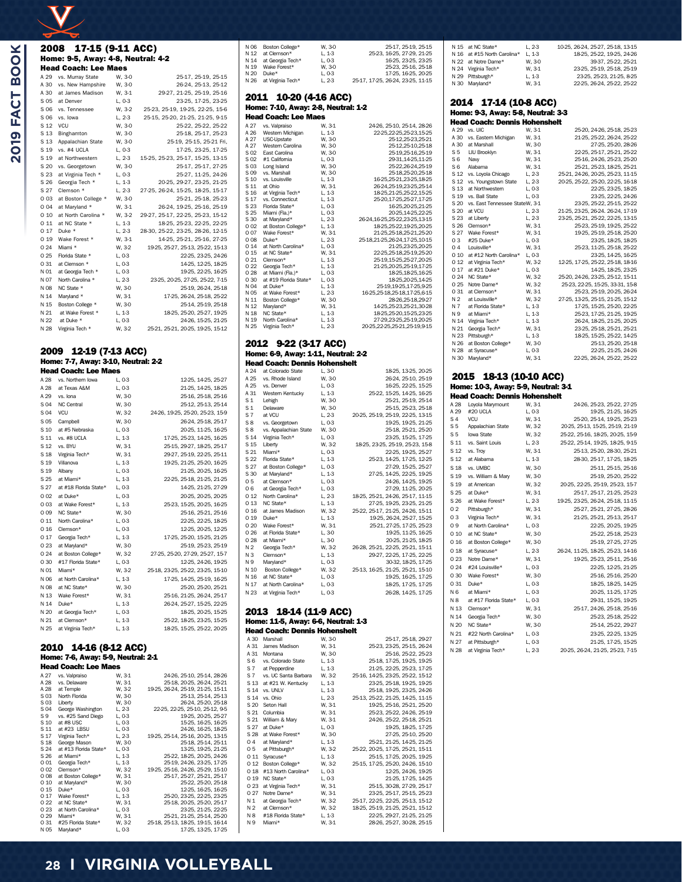## 2008 17-15 (9-11 ACC)

**Home: 9-5, Away: 4-8, Neutral: 4-2**

**Head Coach: Lee Maes**

| Date | Opponent | Result | Scores |
|---|---|---|---|
| A 29 | vs. Murray State | W, 3-0 | 25-17, 25-19, 25-15 |
| A 30 | vs. New Hampshire | W, 3-0 | 26-24, 25-13, 25-12 |
| A 30 | at James Madison | W, 3-1 | 29-27, 21-25, 25-19, 25-16 |
| S 05 | at Denver | L, 0-3 | 23-25, 17-25, 23-25 |
| S 06 | vs. Tennessee | W, 3-2 | 25-23, 25-19, 19-25, 22-25, 15-6 |
| S 06 | vs. Iowa | L, 2-3 | 25-15, 25-20, 21-25, 21-25, 9-15 |
| S 12 | VCU | W, 3-0 | 25-22, 25-22, 25-22 |
| S 13 | Binghamton | W, 3-0 | 25-18, 25-17, 25-23 |
| S 13 | Appalachian State | W, 3-0 | 25-19, 25-15, 25-21 Fri, |
| S 19 | vs. #4 UCLA | L, 0-3 | 17-25, 23-25, 17-25 |
| S 19 | at Northwestern | L, 2-3 | 15-25, 25-23, 25-17, 15-25, 13-15 |
| S 20 | vs. Georgetown | W, 3-0 | 25-17, 25-17, 27-25 |
| S 23 | at Virginia Tech * | L, 0-3 | 25-27, 11-25, 24-26 |
| S 26 | Georgia Tech * | L, 1-3 | 20-25, 29-27, 23-25, 21-25 |
| S 27 | Clemson * | L, 2-3 | 27-25, 26-24, 15-25, 18-25, 15-17 |
| O 03 | at Boston College * | W, 3-0 | 25-21, 25-18, 25-23 |
| O 04 | at Maryland * | W, 3-1 | 26-24, 19-25, 25-16, 25-19 |
| O 10 | at North Carolina * | W, 3-2 | 29-27, 25-17, 22-25, 25-13, 15-12 |
| O 11 | at NC State * | L, 1-3 | 18-25, 25-23, 22-25, 22-25 |
| O 17 | Duke * | L, 2-3 | 28-30, 25-22, 23-25, 28-26, 12-15 |
| O 19 | Wake Forest * | W, 3-1 | 14-25, 25-21, 25-16, 27-25 |
| O 24 | Miami * | W, 3-2 | 19-25, 25-27, 25-13, 25-22, 15-13 |
| O 25 | Florida State * | L, 0-3 | 22-25, 23-25, 24-26 |
| O 31 | at Clemson * | L, 0-3 | 14-25, 12-25, 18-25 |
| N 01 | at Georgia Tech * | L, 0-3 | 19-25, 22-25, 16-25 |
| N 07 | North Carolina * | L, 2-3 | 23-25, 20-25, 27-25, 25-22, 7-15 |
| N 08 | NC State * | W, 3-0 | 25-19, 26-24, 25-18 |
| N 14 | Maryland * | W, 3-1 | 17-25, 26-24, 25-18, 25-22 |
| N 15 | Boston College * | W, 3-0 | 25-14, 25-19, 25-18 |
| N 21 | at Wake Forest * | L, 1-3 | 18-25, 25-20, 25-27, 19-25 |
| N 22 | at Duke * | L, 0-3 | 24-26, 15-25, 21-25 |
| N 28 | Virginia Tech * | W, 3-2 | 25-21, 25-21, 20-25, 19-25, 15-12 |

## 2009 12-19 (7-13 ACC)

**Home: 7-7, Away: 3-10, Neutral: 2-2**

**Head Coach: Lee Maes**

| Date | Opponent | Result | Scores |
|---|---|---|---|
| A 28 | vs. Northern Iowa | L, 0-3 | 12-25, 14-25, 25-27 |
| A 28 | at Texas A&M | L, 0-3 | 21-25, 14-25, 18-25 |
| A 29 | vs. Iona | W, 3-0 | 25-16, 25-18, 25-16 |
| S 04 | NC Central | W, 3-0 | 25-12, 25-13, 25-14 |
| S 04 | VCU | W, 3-2 | 24-26, 19-25, 25-20, 25-23, 15-9 |
| S 05 | Campbell | W, 3-0 | 26-24, 25-18, 25-17 |
| S 10 | at #5 Nebraska | L, 0-3 | 20-25, 11-25, 16-25 |
| S 11 | vs. #8 UCLA | L, 1-3 | 17-25, 25-23, 14-25, 16-25 |
| S 12 | vs. BYU | W, 3-1 | 25-15, 29-27, 18-25, 25-17 |
| S 18 | Virginia Tech* | W, 3-1 | 29-27, 25-19, 22-25, 25-11 |
| S 19 | Villanova | L, 1-3 | 19-25, 21-25, 25-20, 16-25 |
| S 19 | Albany | L, 0-3 | 21-25, 20-25, 16-25 |
| S 25 | at Miami* | L, 1-3 | 22-25, 25-18, 21-25, 21-25 |
| S 27 | at #18 Florida State* | L, 0-3 | 14-25, 21-25, 27-29 |
| O 02 | at Duke* | L, 0-3 | 20-25, 20-25, 20-25 |
| O 03 | at Wake Forest* | L, 1-3 | 25-23, 15-25, 20-25, 16-25 |
| O 09 | NC State* | W, 3-0 | 25-16, 25-21, 25-16 |
| O 11 | North Carolina* | L, 0-3 | 22-25, 22-25, 18-25 |
| O 16 | Clemson* | L, 0-3 | 12-25, 20-25, 12-25 |
| O 17 | Georgia Tech* | L, 1-3 | 17-25, 25-20, 15-25, 21-25 |
| O 23 | at Maryland* | W, 3-0 | 25-19, 25-23, 25-19 |
| O 24 | at Boston College* | W, 3-2 | 27-25, 25-20, 27-29, 25-27, 15-7 |
| O 30 | #17 Florida State* | L, 0-3 | 12-25, 24-26, 19-25 |
| N 01 | Miami* | W, 3-2 | 25-18, 23-25, 25-22, 23-25, 15-13 |
| N 06 | at North Carolina* | L, 1-3 | 17-25, 14-25, 25-19, 16-25 |
| N 08 | at NC State* | W, 3-0 | 25-20, 25-20, 25-21 |
| N 13 | Wake Forest* | W, 3-1 | 25-16, 21-25, 26-24, 25-17 |
| N 14 | Duke* | L, 1-3 | 26-24, 25-27, 15-25, 22-25 |
| N 20 | at Georgia Tech* | L, 0-3 | 18-25, 20-25, 15-25 |
| N 21 | at Clemson* | L, 1-3 | 25-22, 18-25, 23-25, 15-25 |
| N 25 | at Virginia Tech* | L, 1-3 | 18-25, 15-25, 25-22, 20-25 |

## 2010 14-16 (8-12 ACC)

**Home: 7-6, Away: 5-9, Neutral: 2-1**

**Head Coach: Lee Maes**

| Date | Opponent | Result | Scores |
|---|---|---|---|
| A 27 | vs. Valparaiso | W, 3-1 | 24-26, 25-10, 25-14, 28-26 |
| A 28 | vs. Delaware | W, 3-1 | 25-18, 20-25, 26-24, 25-21 |
| A 28 | at Temple | W, 3-2 | 19-25, 26-24, 25-19, 21-25, 15-11 |
| S 03 | North Florida | W, 3-0 | 25-13, 25-14, 25-13 |
| S 03 | Liberty | W, 3-0 | 26-24, 25-20, 25-18 |
| S 04 | George Washington | L, 2-3 | 22-25, 22-25, 25-10, 25-12, 9-15 |
| S 9 | vs. #25 Sand Diego | L, 0-3 | 19-25, 20-25, 25-27 |
| S 10 | at #8 USC | L, 0-3 | 15-25, 16-25, 16-25 |
| S 11 | at #23 LBSU | L, 0-3 | 24-26, 16-25, 18-25 |
| S 17 | Virginia Tech* | L, 2-3 | 19-25, 25-14, 25-16, 20-25, 13-15 |
| S 18 | George Mason | W, 3-0 | 25-18, 25-14, 25-11 |
| S 24 | at #13 Florida State* | L, 0-3 | 13-25, 19-25, 21-25 |
| S 26 | at Miami* | L, 1-3 | 25-22, 18-25, 20-25, 24-26 |
| O 01 | Georgia Tech* | L, 1-3 | 25-19, 24-26, 23-25, 17-25 |
| O 02 | Clemson* | W, 3-2 | 19-25, 25-16, 24-26, 25-29, 15-10 |
| O 08 | at Boston College* | W, 3-1 | 25-17, 25-27, 25-21, 25-17 |
| O 10 | at Maryland* | W, 3-0 | 25-22, 25-20, 25-18 |
| O 15 | Duke* | L, 0-3 | 12-25, 16-25, 16-25 |
| O 17 | Wake Forest* | L, 1-3 | 25-20, 23-25, 22-25, 23-25 |
| O 22 | at NC State* | W, 3-1 | 25-18, 20-25, 25-16, 25-22 |
| O 23 | at North Carolina* | L, 0-3 | 23-25, 21-25, 22-25 |
| O 29 | Miami* | W, 3-1 | 25-21, 21-25, 25-14, 25-20 |
| O 31 | #25 Florida State* | W, 3-2 | 25-18, 25-13, 18-25, 19-15, 16-14 |
| N 05 | Maryland* | L, 0-3 | 17-25, 13-25, 17-25 |
| N 06 | Boston College* | W, 3-0 | 25-17, 25-19, 25-15 |
| N 12 | at Clemson* | L, 1-3 | 25-23, 16-25, 27-29, 21-25 |
| N 14 | at Georgia Tech* | L, 0-3 | 16-25, 23-25, 23-25 |
| N 19 | Wake Forest* | W, 3-0 | 25-23, 25-16, 25-18 |
| N 20 | Duke* | L, 0-3 | 17-25, 16-25, 20-25 |
| N 26 | at Virginia Tech* | L, 2-3 | 25-17, 17-25, 26-24, 23-25, 11-15 |

## 2011 10-20 (4-16 ACC)

**Home: 7-10, Away: 2-8, Neutral: 1-2**

**Head Coach: Lee Maes**

| Date | Opponent | Result | Scores |
|---|---|---|---|
| A 27 | vs. Valpraiso | W, 3-1 | 24-26, 25-10, 25-14, 28-26 |
| A 26 | Western Michigan | L, 1-3 | 22-25,22-25,25-23,15-25 |
| A 27 | USC-Upstate | W, 3-0 | 25-12,25-23,25-21 |
| A 27 | Western Carolina | W, 3-0 | 25-12,25-10,25-18 |
| S 02 | East Carolina | W, 3-0 | 25-19,25-16,25-19 |
| S 02 | #1 California | L, 0-3 | 29-31,14-25,11-25 |
| S 03 | Long Island | W, 3-0 | 25-22,26-24,25-19 |
| S 09 | vs. Marshall | W, 3-0 | 25-18,25-20,25-18 |
| S 10 | vs. Louisville | L, 1-3 | 16-25,25-21,23-25,18-25 |
| S 11 | at Ohio | W, 3-1 | 26-24,25-19,23-25,25-14 |
| S 16 | at Virginia Tech* | L, 1-3 | 18-25,21-25,25-22,15-25 |
| S 17 | vs. Connecticut | L, 1-3 | 25-20,17-25,25-27,17-25 |
| S 23 | Florida State* | L, 0-3 | 16-25,20-25,21-25 |
| S 25 | Miami (Fla.)* | L, 0-3 | 20-25,14-25,22-25 |
| S 30 | at Maryland* | L, 2-3 | 26-24,16-25,25-22,23-25,13-15 |
| O 02 | at Boston College* | L, 1-3 | 18-25,25-22,19-25,20-25 |
| O 07 | Wake Forest* | W, 3-1 | 21-25,25-18,25-21,25-20 |
| O 08 | Duke* | L, 2-3 | 25-18,21-25,26-24,17-25,10-15 |
| O 14 | at North Carolina* | L, 0-3 | 21-25,23-25,20-25 |
| O 15 | at NC State* | W, 3-1 | 22-25,25-18,25-19,25-20 |
| O 21 | Clemson* | L, 1-3 | 25-19,15-25,25-27,20-25 |
| O 22 | Georgia Tech* | L, 1-3 | 21-25,20-25,25-19,17-25 |
| O 28 | at Miami (Fla.)* | L, 0-3 | 18-25,18-25,16-25 |
| O 30 | at #19 Florida State* | L, 0-3 | 18-25,20-25,14-25 |
| N 04 | at Duke* | L, 1-3 | 25-19,19-25,17-25,9-25 |
| N 05 | at Wake Forest* | L, 2-3 | 16-25,25-18,25-18,17-25,6-15 |
| N 11 | Boston College* | W, 3-0 | 28-26,25-18,29-27 |
| N 12 | Maryland* | W, 3-1 | 14-25,25-23,25-21,30-28 |
| N 18 | NC State* | L, 1-3 | 18-25,25-20,15-25,23-25 |
| N 19 | North Carolina* | L, 1-3 | 27-29,23-25,25-19,20-25 |
| N 25 | Virginia Tech* | L, 2-3 | 20-25,22-25,25-21,25-19,9-15 |

## 2012 9-22 (3-17 ACC)

**Home: 6-9, Away: 1-11, Neutral: 2-2**

**Head Coach: Dennis Hohenshelt**

| Date | Opponent | Result | Scores |
|---|---|---|---|
| A 24 | at Colorado State | L, 3-0 | 18-25, 13-25, 20-25 |
| A 25 | vs. Rhode Island | W, 3-0 | 26-24, 25-10, 25-19 |
| A 25 | vs. Denver | L, 0-3 | 16-25, 22-25, 15-25 |
| A 31 | Western Kentucky | L, 1-3 | 25-22, 15-25, 14-25, 16-25 |
| S 1 | Lehigh | W, 3-0 | 25-21, 25-19, 25-14 |
| S 1 | Delaware | W, 3-0 | 25-15, 25-23, 25-18 |
| S 7 | at VCU | L, 2-3 | 20-25, 25-19, 25-19, 22-25, 13-15 |
| S 8 | vs. Georgetown | L, 0-3 | 19-25, 19-25, 21-25 |
| S 8 | vs. Appalachian State | W, 3-0 | 25-18, 25-21, 25-20 |
| S 14 | Virginia Tech* | L, 0-3 | 23-25, 15-25, 17-25 |
| S 15 | Liberty | W, 3-2 | 18-25, 23-25, 25-19, 25-23, 15-8 |
| S 21 | Miami* | L, 0-3 | 22-25, 19-25, 25-27 |
| S 22 | Florida State* | L, 1-3 | 25-23, 14-25, 17-25, 12-25 |
| S 27 | at Boston College* | L, 0-3 | 27-29, 15-25, 25-27 |
| S 30 | at Maryland* | L, 1-3 | 27-25, 14-25, 22-25, 19-25 |
| O 5 | at Clemson* | L, 0-3 | 24-26, 14-25, 19-25 |
| O 6 | at Georgia Tech* | L, 0-3 | 27-29, 11-25, 20-25 |
| O 12 | North Carolina* | L, 2-3 | 18-25, 25-21, 24-26, 25-17, 11-15 |
| O 13 | NC State* | L, 1-3 | 27-25, 19-25, 23-25, 21-25 |
| O 16 | at James Madison | W, 3-2 | 25-22, 25-17, 21-25, 24-26, 15-11 |
| O 19 | Duke* | L, 1-3 | 19-25, 26-24, 25-27, 15-25 |
| O 20 | Wake Forest* | W, 3-1 | 25-21, 27-25, 17-25, 25-23 |
| O 26 | at Florida State* | L, 3-0 | 19-25, 11-25, 16-25 |
| O 28 | at Miami* | L, 3-0 | 20-25, 21-25, 18-25 |
| N 2 | Georgia Tech* | W, 3-2 | 26-28, 25-21, 22-25, 25-21, 15-11 |
| N 3 | Clemson* | L, 1-3 | 29-27, 22-25, 17-25, 22-25 |
| N 9 | Maryland* | L, 0-3 | 30-32, 18-25, 17-25 |
| N 10 | Boston College* | W, 3-2 | 25-13, 16-25, 21-25, 25-21, 15-10 |
| N 16 | at NC State* | L, 0-3 | 19-25, 16-25, 17-25 |
| N 17 | at North Carolina* | L, 0-3 | 18-25, 17-25, 17-25 |
| N 23 | at Virginia Tech* | L, 0-3 | 26-28, 14-25, 17-25 |

## 2013 18-14 (11-9 ACC)

**Home: 11-5, Away: 6-6, Neutral: 1-3**

**Head Coach: Dennis Hohenshelt**

| Date | Opponent | Result | Scores |
|---|---|---|---|
| A 30 | Marshall | W, 3-0 | 25-17, 25-18, 29-27 |
| A 31 | James Madison | W, 3-1 | 25-23, 23-25, 25-15, 26-24 |
| A 31 | Montana | W, 3-0 | 25-16, 25-22, 25-23 |
| S 6 | vs. Colorado State | L, 1-3 | 25-18, 17-25, 19-25, 19-25 |
| S 7 | at Pepperdine | L, 1-3 | 21-25, 22-25, 25-23, 17-25 |
| S 7 | vs. UC Santa Barbara | W, 3-2 | 25-16, 14-25, 23-25, 25-22, 15-12 |
| S 13 | at #21 W. Kentucky | L, 1-3 | 23-25, 25-18, 19-25, 19-25 |
| S 14 | vs. UNLV | L, 1-3 | 25-18, 19-25, 23-25, 24-26 |
| S 14 | vs. Ohio | L, 2-3 | 25-13, 25-22, 21-25, 14-25, 11-15 |
| S 20 | Seton Hall | W, 3-1 | 19-25, 25-16, 25-21, 25-20 |
| S 21 | Columbia | W, 3-1 | 25-23, 25-22, 24-26, 25-19 |
| S 21 | William & Mary | W, 3-1 | 24-26, 25-22, 25-18, 25-21 |
| S 27 | at Duke* | L, 0-3 | 19-25, 18-25, 17-25 |
| S 28 | at Wake Forest* | W, 3-0 | 27-25, 25-10, 25-20 |
| O 4 | at Maryland* | L, 1-3 | 25-21, 21-25, 14-25, 21-25 |
| O 5 | at Pittsburgh* | W, 3-2 | 25-22, 20-25, 17-25, 25-21, 15-11 |
| O 11 | Syracuse* | L, 1-3 | 25-15, 17-25, 20-25, 19-25 |
| O 12 | Boston College* | W, 3-2 | 25-15, 17-25, 25-20, 24-26, 15-10 |
| O 18 | #13 North Carolina* | L, 0-3 | 12-25, 24-26, 19-25 |
| O 19 | NC State* | L, 0-3 | 21-25, 17-25, 14-25 |
| O 23 | at Virginia Tech* | W, 3-1 | 25-15, 30-28, 27-29, 25-17 |
| O 27 | Notre Dame* | W, 3-1 | 23-25, 25-17, 25-15, 25-23 |
| N 1 | at Georgia Tech* | W, 3-2 | 25-17, 22-25, 22-25, 25-13, 15-12 |
| N 2 | at Clemson* | W, 3-2 | 18-25, 25-19, 21-25, 25-21, 15-12 |
| N 8 | #18 Florida State* | L, 1-3 | 22-25, 29-27, 21-25, 21-25 |
| N 9 | Miami* | W, 3-1 | 28-26, 25-27, 30-28, 25-15 |
| N 15 | at NC State* | L, 2-3 | 10-25, 26-24, 25-27, 25-18, 13-15 |
| N 16 | at #15 North Carolina* | L, 1-3 | 18-25, 25-22, 19-25, 24-26 |
| N 22 | at Notre Dame* | W, 3-0 | 39-37, 25-22, 25-21 |
| N 24 | Virginia Tech* | W, 3-1 | 23-25, 25-19, 25-18, 25-19 |
| N 29 | Pittsburgh* | L, 1-3 | 23-25, 25-23, 21-25, 8-25 |
| N 30 | Maryland* | W, 3-1 | 22-25, 26-24, 25-22, 25-22 |

## 2014 17-14 (10-8 ACC)

**Home: 9-3, Away: 5-8, Neutral: 3-3**

**Head Coach: Dennis Hohenshelt**

| Date | Opponent | Result | Scores |
|---|---|---|---|
| A 29 | vs. UIC | W, 3-1 | 25-20, 24-26, 25-18, 25-23 |
| A 30 | vs. Eastern Michigan | W, 3-1 | 21-25, 25-22, 26-24, 25-22 |
| A 30 | at Marshall | W, 3-0 | 27-25, 25-20, 28-26 |
| S 5 | LIU Brooklyn | W, 3-1 | 22-25, 25-17, 25-21, 25-22 |
| S 6 | Navy | W, 3-1 | 25-16, 24-26, 25-23, 25-20 |
| S 6 | Alabama | W, 3-1 | 25-21, 25-23, 18-25, 25-21 |
| S 12 | vs. Loyola Chicago | L, 2-3 | 25-21, 24-26, 20-25, 25-23, 11-15 |
| S 12 | vs. Youngstown State | L, 2-3 | 20-25, 25-22, 25-20, 22-25, 16-18 |
| S 13 | at Northwestern | L, 0-3 | 22-25, 23-25, 18-25 |
| S 19 | vs. Ball State | L, 0-3 | 23-25, 22-25, 24-26 |
| S 20 | vs. East Tennessee State | W, 3-1 | 23-25, 25-22, 25-15, 25-22 |
| S 20 | at VCU | L, 2-3 | 21-25, 23-25, 26-24, 26-24, 17-19 |
| S 23 | at Liberty | L, 2-3 | 23-25, 25-21, 25-22, 18-25, 13-15 |
| S 26 | Clemson* | W, 3-1 | 25-23, 25-19, 19-25, 25-22 |
| S 27 | Wake Forest* | W, 3-1 | 19-25, 25-19, 25-18, 25-20 |
| O 3 | #25 Duke* | L, 0-3 | 23-25, 18-25, 18-25 |
| O 4 | Louisville* | W, 3-1 | 25-23, 11-25, 25-18, 25-22 |
| O 10 | at #12 North Carolina* | L, 0-3 | 23-25, 14-25, 16-25 |
| O 12 | at Virginia Tech* | W, 3-2 | 12-25, 17-25, 25-22, 25-18, 18-16 |
| O 17 | at #21 Duke* | L, 0-3 | 14-25, 18-25, 23-25 |
| O 24 | NC State* | W, 3-2 | 25-20, 24-26, 23-25, 25-12, 15-11 |
| O 25 | Notre Dame* | W, 3-2 | 25-23, 22-25, 15-25, 33-31, 15-8 |
| O 31 | at Clemson* | W, 3-1 | 25-23, 25-19, 20-25, 26-24 |
| N 2 | at Louisville* | W, 3-2 | 27-25, 13-25, 25-15, 21-25, 15-12 |
| N 7 | at Florida State* | L, 1-3 | 17-25, 15-25, 25-20, 22-25 |
| N 9 | at Miami* | L, 1-3 | 25-23, 17-25, 18-25, 19-25 |
| N 14 | Virginia Tech* | L, 1-3 | 26-24, 18-25, 21-25, 20-25 |
| N 21 | Georgia Tech* | W, 3-1 | 23-25, 25-18, 25-21, 25-21 |
| N 23 | Pittsburgh* | L, 1-3 | 18-25, 15-25, 25-22, 14-25 |
| N 26 | at Boston College* | W, 3-0 | 25-13, 25-20, 25-18 |
| N 28 | at Syracuse* | L, 0-3 | 22-25, 21-25, 24-26 |
| N 30 | Maryland* | W, 3-1 | 22-25, 26-24, 25-22, 25-22 |

## 2015 18-13 (10-10 ACC)

**Home: 10-3, Away: 5-9, Neutral: 3-1**

**Head Coach: Dennis Hohenshelt**

| Date | Opponent | Result | Scores |
|---|---|---|---|
| A 28 | Loyola Marymount | W, 3-1 | 24-26, 25-23, 25-22, 27-25 |
| A 29 | #20 UCLA | L, 0-3 | 19-25, 21-25, 16-25 |
| S 4 | VCU | W, 3-1 | 25-20, 25-14, 19-25, 25-23 |
| S 5 | Appalachian State | W, 3-2 | 20-25, 25-13, 15-25, 25-19, 21-19 |
| S 5 | Iowa State | W, 3-2 | 25-22, 25-16, 18-25, 20-25, 15-9 |
| S 11 | vs. Saint Louis | L, 2-3 | 25-22, 25-14, 19-25, 18-25, 9-15 |
| S 12 | vs. Troy | W, 3-1 | 25-13, 25-10, 22-25, 25-18 |
| S 12 | at Alabama | L, 1-3 | 28-30, 25-17, 17-25, 18-25 |
| S 18 | vs. UMBC | W, 3-0 | 25-11, 25-15, 25-16 |
| S 19 | vs. William & Mary | W, 3-0 | 25-19, 25-20, 25-22 |
| S 19 | at American | W, 3-2 | 20-25, 22-25, 25-19, 25-23, 15-7 |
| S 25 | at Duke* | W, 3-1 | 25-17, 25-17, 21-25, 25-23 |
| S 26 | at Wake Forest* | L, 2-3 | 19-25, 23-25, 26-24, 25-18, 11-15 |
| O 2 | Pittsburgh* | W, 3-1 | 25-27, 25-21, 27-25, 28-26 |
| O 3 | Virginia Tech* | W, 3-1 | 21-25, 25-21, 25-13, 25-17 |
| O 9 | at North Carolina* | L, 0-3 | 22-25, 20-25, 19-25 |
| O 10 | at NC State* | W, 3-0 | 25-22, 25-18, 25-18 |
| O 16 | at Boston College* | W, 3-0 | 25-19, 27-25, 27-25 |
| O 18 | at Syracuse* | L, 2-3 | 26-24, 11-25, 18-25, 25-23, 14-16 |
| O 23 | Notre Dame* | W, 3-1 | 19-25, 25-23, 25-11, 25-16 |
| O 24 | #24 Louisville* | L, 0-3 | 22-25, 12-25, 21-25 |
| O 30 | Wake Forest* | W, 3-0 | 25-16, 25-16, 25-20 |
| O 31 | Duke* | L, 0-3 | 18-25, 18-25, 14-25 |
| N 6 | at Miami* | L, 0-3 | 20-25, 11-25, 17-25 |
| N 8 | at #17 Florida State* | L, 0-3 | 29-31, 15-25, 19-25 |
| N 13 | Clemson* | W, 3-1 | 25-17, 24-26, 25-18, 25-16 |
| N 14 | Georgia Tech* | W, 3-0 | 25-23, 25-18, 25-22 |
| N 20 | NC State* | W, 3-0 | 25-14, 25-22, 29-27 |
| N 21 | #22 North Carolina* | L, 0-3 | 23-25, 22-25, 13-25 |
| N 27 | at Pittsburgh* | L, 0-3 | 21-25, 17-25, 15-25 |
| N 28 | at Virginia Tech* | L, 2-3 | 20-25, 26-24, 21-25, 25-23, 7-15 |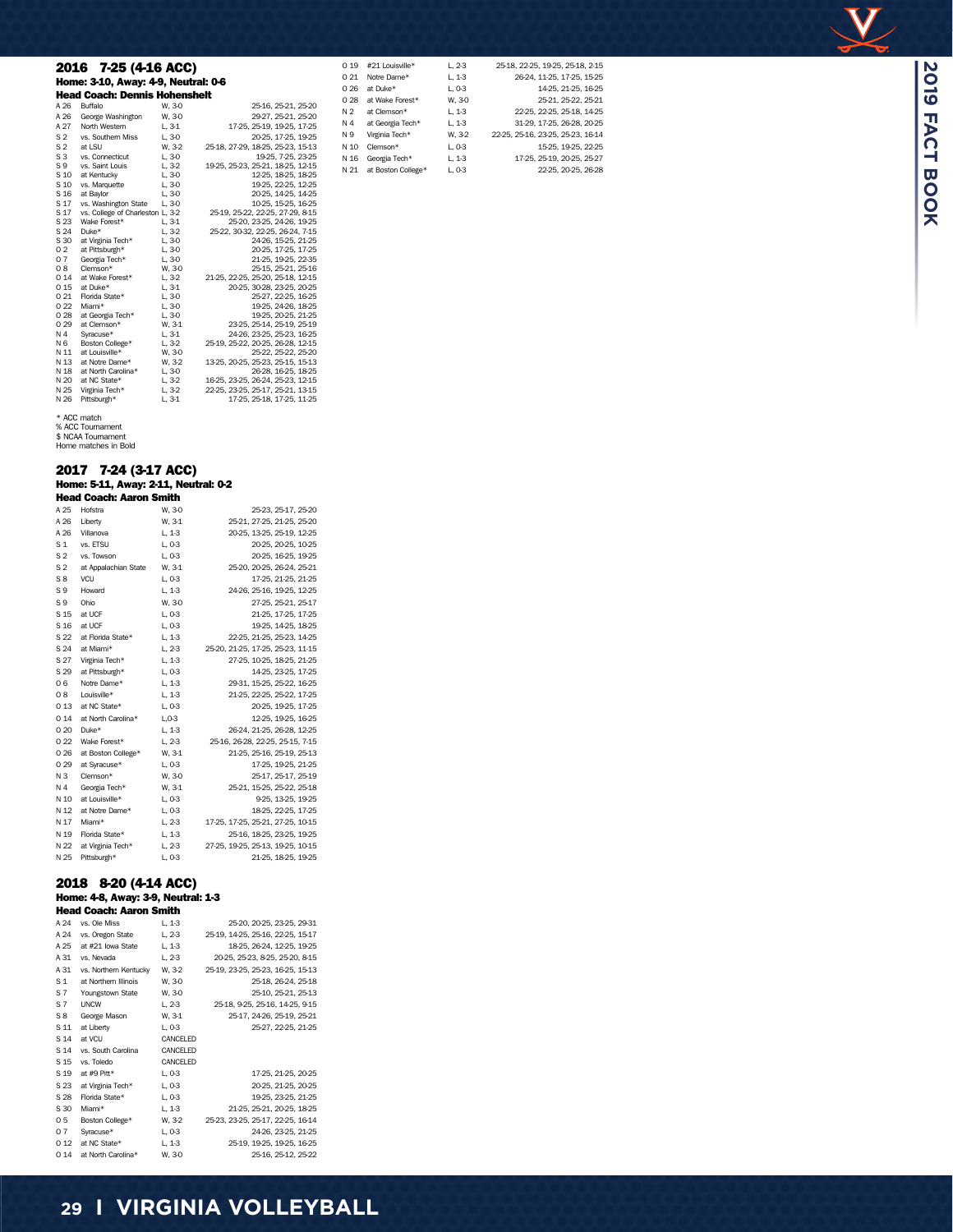## 2016 7-25 (4-16 ACC)

### Home: 3-10, Away: 4-9, Neutral: 0-6

### Head Coach: Dennis Hohenshelt

| | | | |
|---|---|---|---|
| A 26 | Buffalo | W, 3-0 | 25-16, 25-21, 25-20 |
| A 26 | George Washington | W, 3-0 | 29-27, 25-21, 25-20 |
| A 27 | North Western | L, 3-1 | 17-25, 25-19, 19-25, 17-25 |
| S 2 | vs. Southern Miss | L, 3-0 | 20-25, 17-25, 19-25 |
| S 2 | at LSU | W, 3-2 | 25-18, 27-29, 18-25, 25-23, 15-13 |
| S 3 | vs. Connecticut | L, 3-0 | 19-25, 7-25, 23-25 |
| S 9 | vs. Saint Louis | L, 3-2 | 19-25, 25-23, 25-21, 18-25, 12-15 |
| S 10 | at Kentucky | L, 3-0 | 12-25, 18-25, 18-25 |
| S 10 | vs. Marquette | L, 3-0 | 19-25, 22-25, 12-25 |
| S 16 | at Baylor | L, 3-0 | 20-25, 14-25, 14-25 |
| S 17 | vs. Washington State | L, 3-0 | 10-25, 15-25, 16-25 |
| S 17 | vs. College of Charleston | L, 3-2 | 25-19, 25-22, 22-25, 27-29, 8-15 |
| S 23 | Wake Forest* | L, 3-1 | 25-20, 23-25, 24-26, 19-25 |
| S 24 | Duke* | L, 3-2 | 25-22, 30-32, 22-25, 26-24, 7-15 |
| S 30 | at Virginia Tech* | L, 3-0 | 24-26, 15-25, 21-25 |
| O 2 | at Pittsburgh* | L, 3-0 | 20-25, 17-25, 17-25 |
| O 7 | Georgia Tech* | L, 3-0 | 21-25, 19-25, 22-35 |
| O 8 | Clemson* | W, 3-0 | 25-15, 25-21, 25-16 |
| O 14 | at Wake Forest* | L, 3-2 | 21-25, 22-25, 25-20, 25-18, 12-15 |
| O 15 | at Duke* | L, 3-1 | 20-25, 30-28, 23-25, 20-25 |
| O 21 | Florida State* | L, 3-0 | 25-27, 22-25, 16-25 |
| O 22 | Miami* | L, 3-0 | 19-25, 24-26, 18-25 |
| O 28 | at Georgia Tech* | L, 3-0 | 19-25, 20-25, 21-25 |
| O 29 | at Clemson* | W, 3-1 | 23-25, 25-14, 25-19, 25-19 |
| N 4 | Syracuse* | L, 3-1 | 24-26, 23-25, 25-23, 16-25 |
| N 6 | Boston College* | L, 3-2 | 25-19, 25-22, 20-25, 26-28, 12-15 |
| N 11 | at Louisville* | W, 3-0 | 25-22, 25-22, 25-20 |
| N 13 | at Notre Dame* | W, 3-2 | 13-25, 20-25, 25-23, 25-15, 15-13 |
| N 18 | at North Carolina* | L, 3-0 | 26-28, 16-25, 18-25 |
| N 20 | at NC State* | L, 3-2 | 16-25, 23-25, 26-24, 25-23, 12-15 |
| N 25 | Virginia Tech* | L, 3-2 | 22-25, 23-25, 25-17, 25-21, 13-15 |
| N 26 | Pittsburgh* | L, 3-1 | 17-25, 25-18, 17-25, 11-25 |

\* ACC match
% ACC Tournament
$ NCAA Tournament
Home matches in Bold

## 2017 7-24 (3-17 ACC)

### Home: 5-11, Away: 2-11, Neutral: 0-2

### Head Coach: Aaron Smith

| | | | |
|---|---|---|---|
| A 25 | Hofstra | W, 3-0 | 25-23, 25-17, 25-20 |
| A 26 | Liberty | W, 3-1 | 25-21, 27-25, 21-25, 25-20 |
| A 26 | Villanova | L, 1-3 | 20-25, 13-25, 25-19, 12-25 |
| S 1 | vs. ETSU | L, 0-3 | 20-25, 20-25, 10-25 |
| S 2 | vs. Towson | L, 0-3 | 20-25, 16-25, 19-25 |
| S 2 | at Appalachian State | W, 3-1 | 25-20, 20-25, 26-24, 25-21 |
| S 8 | VCU | L, 0-3 | 17-25, 21-25, 21-25 |
| S 9 | Howard | L, 1-3 | 24-26, 25-16, 19-25, 12-25 |
| S 9 | Ohio | W, 3-0 | 27-25, 25-21, 25-17 |
| S 15 | at UCF | L, 0-3 | 21-25, 17-25, 17-25 |
| S 16 | at UCF | L, 0-3 | 19-25, 14-25, 18-25 |
| S 22 | at Florida State* | L, 1-3 | 22-25, 21-25, 25-23, 14-25 |
| S 24 | at Miami* | L, 2-3 | 25-20, 21-25, 17-25, 25-23, 11-15 |
| S 27 | Virginia Tech* | L, 1-3 | 27-25, 10-25, 18-25, 21-25 |
| S 29 | at Pittsburgh* | L, 0-3 | 14-25, 23-25, 17-25 |
| O 6 | Notre Dame* | L, 1-3 | 29-31, 15-25, 25-22, 16-25 |
| O 8 | Louisville* | L, 1-3 | 21-25, 22-25, 25-22, 17-25 |
| O 13 | at NC State* | L, 0-3 | 20-25, 19-25, 17-25 |
| O 14 | at North Carolina* | L,0-3 | 12-25, 19-25, 16-25 |
| O 20 | Duke* | L, 1-3 | 26-24, 21-25, 26-28, 12-25 |
| O 22 | Wake Forest* | L, 2-3 | 25-16, 26-28, 22-25, 25-15, 7-15 |
| O 26 | at Boston College* | W, 3-1 | 21-25, 25-16, 25-19, 25-13 |
| O 29 | at Syracuse* | L, 0-3 | 17-25, 19-25, 21-25 |
| N 3 | Clemson* | W, 3-0 | 25-17, 25-17, 25-19 |
| N 4 | Georgia Tech* | W, 3-1 | 25-21, 15-25, 25-22, 25-18 |
| N 10 | at Louisville* | L, 0-3 | 9-25, 13-25, 19-25 |
| N 12 | at Notre Dame* | L, 0-3 | 18-25, 22-25, 17-25 |
| N 17 | Miami* | L, 2-3 | 17-25, 17-25, 25-21, 27-25, 10-15 |
| N 19 | Florida State* | L, 1-3 | 25-16, 18-25, 23-25, 19-25 |
| N 22 | at Virginia Tech* | L, 2-3 | 27-25, 19-25, 25-13, 19-25, 10-15 |
| N 25 | Pittsburgh* | L, 0-3 | 21-25, 18-25, 19-25 |

## 2018 8-20 (4-14 ACC)

### Home: 4-8, Away: 3-9, Neutral: 1-3

### Head Coach: Aaron Smith

| | | | |
|---|---|---|---|
| A 24 | vs. Ole Miss | L, 1-3 | 25-20, 20-25, 23-25, 29-31 |
| A 24 | vs. Oregon State | L, 2-3 | 25-19, 14-25, 25-16, 22-25, 15-17 |
| A 25 | at #21 Iowa State | L, 1-3 | 18-25, 26-24, 12-25, 19-25 |
| A 31 | vs. Nevada | L, 2-3 | 20-25, 25-23, 8-25, 25-20, 8-15 |
| A 31 | vs. Northern Kentucky | W, 3-2 | 25-19, 23-25, 25-23, 16-25, 15-13 |
| S 1 | at Northern Illinois | W, 3-0 | 25-18, 26-24, 25-18 |
| S 7 | Youngstown State | W, 3-0 | 25-10, 25-21, 25-13 |
| S 7 | UNCW | L, 2-3 | 25-18, 9-25, 25-16, 14-25, 9-15 |
| S 8 | George Mason | W, 3-1 | 25-17, 24-26, 25-19, 25-21 |
| S 11 | at Liberty | L, 0-3 | 25-27, 22-25, 21-25 |
| S 14 | at VCU | CANCELED | |
| S 14 | vs. South Carolina | CANCELED | |
| S 15 | vs. Toledo | CANCELED | |
| S 19 | at #9 Pitt* | L, 0-3 | 17-25, 21-25, 20-25 |
| S 23 | at Virginia Tech* | L, 0-3 | 20-25, 21-25, 20-25 |
| S 28 | Florida State* | L, 0-3 | 19-25, 23-25, 21-25 |
| S 30 | Miami* | L, 1-3 | 21-25, 25-21, 20-25, 18-25 |
| O 5 | Boston College* | W, 3-2 | 25-23, 23-25, 25-17, 22-25, 16-14 |
| O 7 | Syracuse* | L, 0-3 | 24-26, 23-25, 21-25 |
| O 12 | at NC State* | L, 1-3 | 25-19, 19-25, 19-25, 16-25 |
| O 14 | at North Carolina* | W, 3-0 | 25-16, 25-12, 25-22 |
| O 19 | #21 Louisville* | L, 2-3 | 25-18, 22-25, 19-25, 25-18, 2-15 |
| O 21 | Notre Dame* | L, 1-3 | 26-24, 11-25, 17-25, 15-25 |
| O 26 | at Duke* | L, 0-3 | 14-25, 21-25, 16-25 |
| O 28 | at Wake Forest* | W, 3-0 | 25-21, 25-22, 25-21 |
| N 2 | at Clemson* | L, 1-3 | 22-25, 22-25, 25-18, 14-25 |
| N 4 | at Georgia Tech* | L, 1-3 | 31-29, 17-25, 26-28, 20-25 |
| N 9 | Virginia Tech* | W, 3-2 | 22-25, 25-16, 23-25, 25-23, 16-14 |
| N 10 | Clemson* | L, 0-3 | 15-25, 19-25, 22-25 |
| N 16 | Georgia Tech* | L, 1-3 | 17-25, 25-19, 20-25, 25-27 |
| N 21 | at Boston College* | L, 0-3 | 22-25, 20-25, 26-28 |